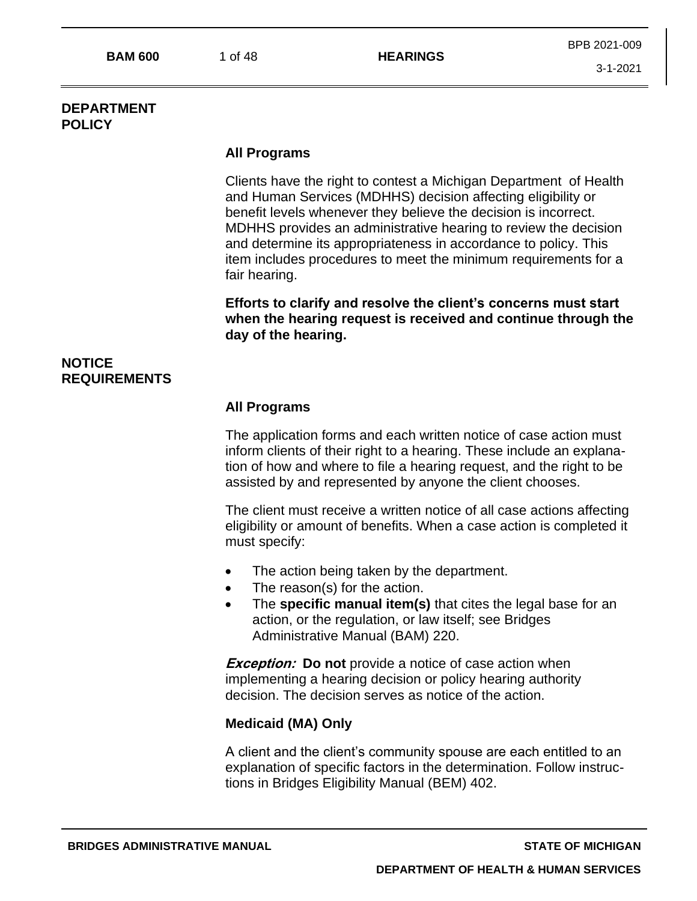## DEPARTMENT POLICY

### All Programs

Clients have the right to contest a Michigan Department of Health and Human Services (MDHHS) decision affecting eligibility or benefit levels whenever they believe the decision is incorrect. MDHHS provides an administrative hearing to review the decision and determine its appropriateness in accordance to policy. This item includes procedures to meet the minimum requirements for a fair hearing.

**Efforts to clarify and resolve the client's concerns must start when the hearing request is received and continue through the day of the hearing.**

## NOTICE REQUIREMENTS

### All Programs

The application forms and each written notice of case action must inform clients of their right to a hearing. These include an explanation of how and where to file a hearing request, and the right to be assisted by and represented by anyone the client chooses.

The client must receive a written notice of all case actions affecting eligibility or amount of benefits. When a case action is completed it must specify:

- The action being taken by the department.
- The reason(s) for the action.
- The **specific manual item(s)** that cites the legal base for an action, or the regulation, or law itself; see Bridges Administrative Manual (BAM) 220.

***Exception:*** **Do not** provide a notice of case action when implementing a hearing decision or policy hearing authority decision. The decision serves as notice of the action.

### Medicaid (MA) Only

A client and the client's community spouse are each entitled to an explanation of specific factors in the determination. Follow instructions in Bridges Eligibility Manual (BEM) 402.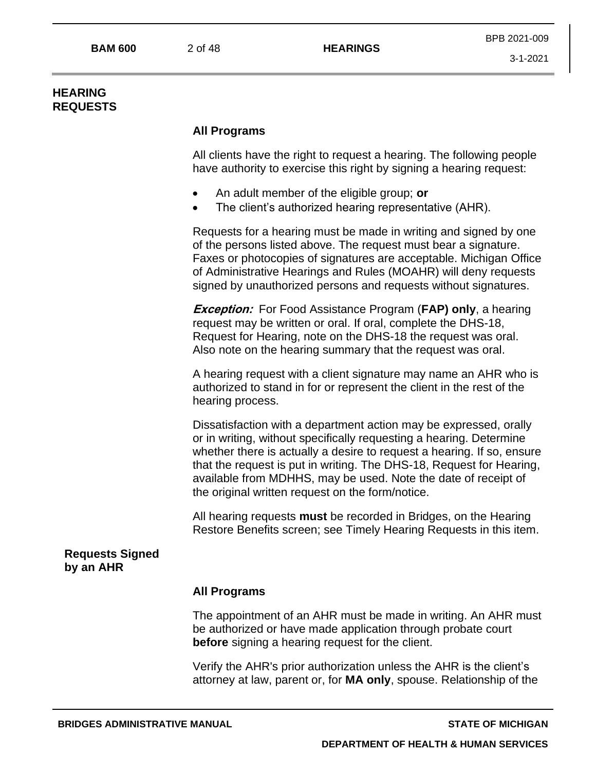## HEARING REQUESTS

**All Programs**

All clients have the right to request a hearing. The following people have authority to exercise this right by signing a hearing request:

- An adult member of the eligible group; **or**
- The client's authorized hearing representative (AHR).

Requests for a hearing must be made in writing and signed by one of the persons listed above. The request must bear a signature. Faxes or photocopies of signatures are acceptable. Michigan Office of Administrative Hearings and Rules (MOAHR) will deny requests signed by unauthorized persons and requests without signatures.

***Exception:*** For Food Assistance Program (**FAP) only**, a hearing request may be written or oral. If oral, complete the DHS-18, Request for Hearing, note on the DHS-18 the request was oral. Also note on the hearing summary that the request was oral.

A hearing request with a client signature may name an AHR who is authorized to stand in for or represent the client in the rest of the hearing process.

Dissatisfaction with a department action may be expressed, orally or in writing, without specifically requesting a hearing. Determine whether there is actually a desire to request a hearing. If so, ensure that the request is put in writing. The DHS-18, Request for Hearing, available from MDHHS, may be used. Note the date of receipt of the original written request on the form/notice.

All hearing requests **must** be recorded in Bridges, on the Hearing Restore Benefits screen; see Timely Hearing Requests in this item.

### Requests Signed by an AHR

**All Programs**

The appointment of an AHR must be made in writing. An AHR must be authorized or have made application through probate court **before** signing a hearing request for the client.

Verify the AHR's prior authorization unless the AHR is the client's attorney at law, parent or, for **MA only**, spouse. Relationship of the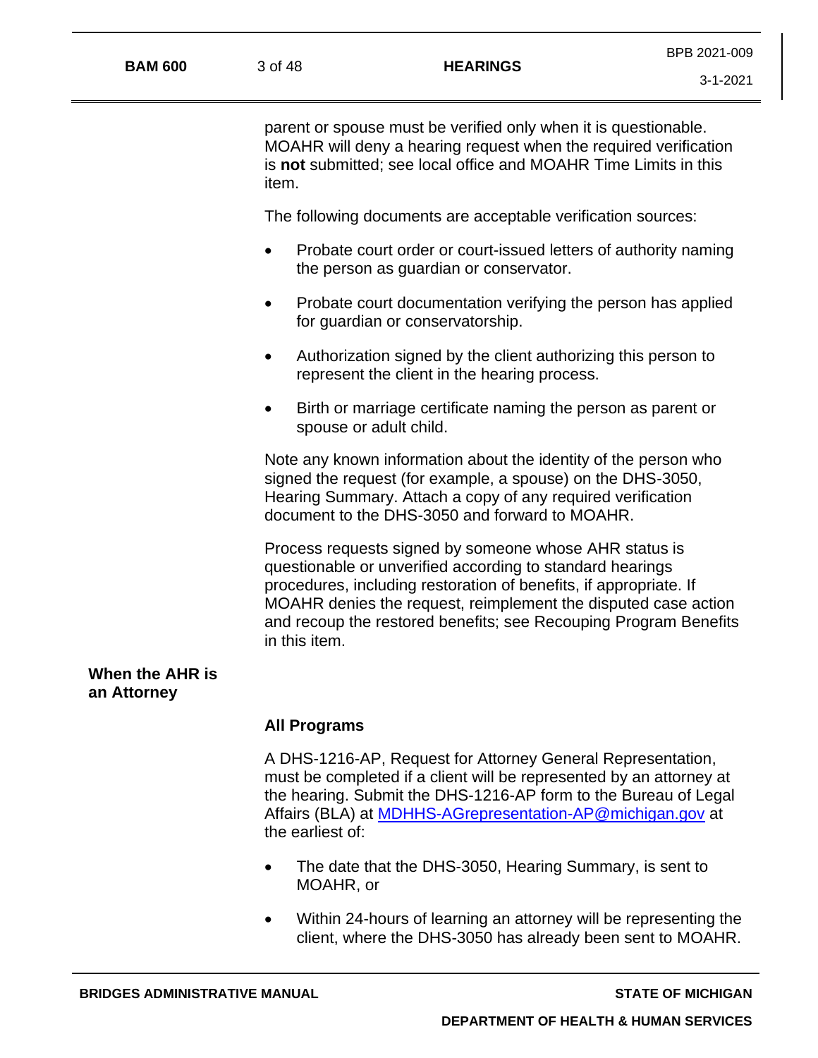parent or spouse must be verified only when it is questionable. MOAHR will deny a hearing request when the required verification is **not** submitted; see local office and MOAHR Time Limits in this item.

The following documents are acceptable verification sources:

- Probate court order or court-issued letters of authority naming the person as guardian or conservator.
- Probate court documentation verifying the person has applied for guardian or conservatorship.
- Authorization signed by the client authorizing this person to represent the client in the hearing process.
- Birth or marriage certificate naming the person as parent or spouse or adult child.

Note any known information about the identity of the person who signed the request (for example, a spouse) on the DHS-3050, Hearing Summary. Attach a copy of any required verification document to the DHS-3050 and forward to MOAHR.

Process requests signed by someone whose AHR status is questionable or unverified according to standard hearings procedures, including restoration of benefits, if appropriate. If MOAHR denies the request, reimplement the disputed case action and recoup the restored benefits; see Recouping Program Benefits in this item.

## When the AHR is an Attorney

### All Programs

A DHS-1216-AP, Request for Attorney General Representation, must be completed if a client will be represented by an attorney at the hearing. Submit the DHS-1216-AP form to the Bureau of Legal Affairs (BLA) at MDHHS-AGrepresentation-AP@michigan.gov at the earliest of:

- The date that the DHS-3050, Hearing Summary, is sent to MOAHR, or
- Within 24-hours of learning an attorney will be representing the client, where the DHS-3050 has already been sent to MOAHR.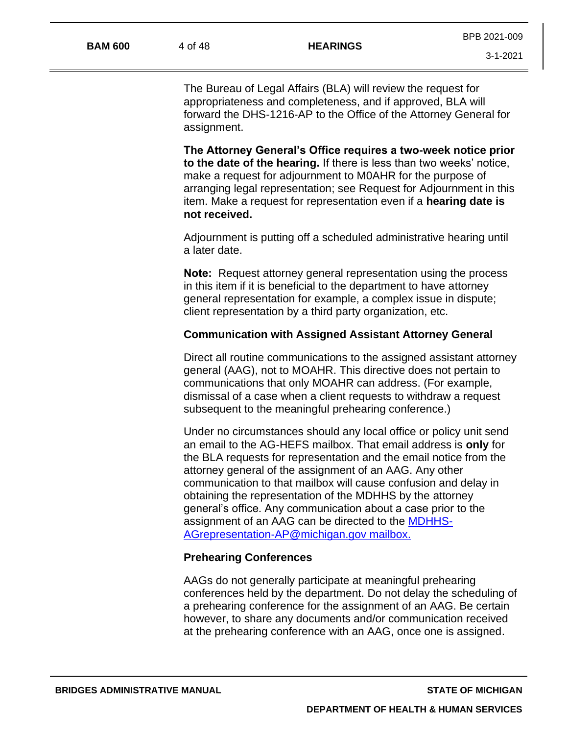The Bureau of Legal Affairs (BLA) will review the request for appropriateness and completeness, and if approved, BLA will forward the DHS-1216-AP to the Office of the Attorney General for assignment.

**The Attorney General's Office requires a two-week notice prior to the date of the hearing.** If there is less than two weeks' notice, make a request for adjournment to M0AHR for the purpose of arranging legal representation; see Request for Adjournment in this item. Make a request for representation even if a **hearing date is not received.**

Adjournment is putting off a scheduled administrative hearing until a later date.

**Note:** Request attorney general representation using the process in this item if it is beneficial to the department to have attorney general representation for example, a complex issue in dispute; client representation by a third party organization, etc.

### Communication with Assigned Assistant Attorney General

Direct all routine communications to the assigned assistant attorney general (AAG), not to MOAHR. This directive does not pertain to communications that only MOAHR can address. (For example, dismissal of a case when a client requests to withdraw a request subsequent to the meaningful prehearing conference.)

Under no circumstances should any local office or policy unit send an email to the AG-HEFS mailbox. That email address is **only** for the BLA requests for representation and the email notice from the attorney general of the assignment of an AAG. Any other communication to that mailbox will cause confusion and delay in obtaining the representation of the MDHHS by the attorney general's office. Any communication about a case prior to the assignment of an AAG can be directed to the MDHHS-AGrepresentation-AP@michigan.gov mailbox.

### Prehearing Conferences

AAGs do not generally participate at meaningful prehearing conferences held by the department. Do not delay the scheduling of a prehearing conference for the assignment of an AAG. Be certain however, to share any documents and/or communication received at the prehearing conference with an AAG, once one is assigned.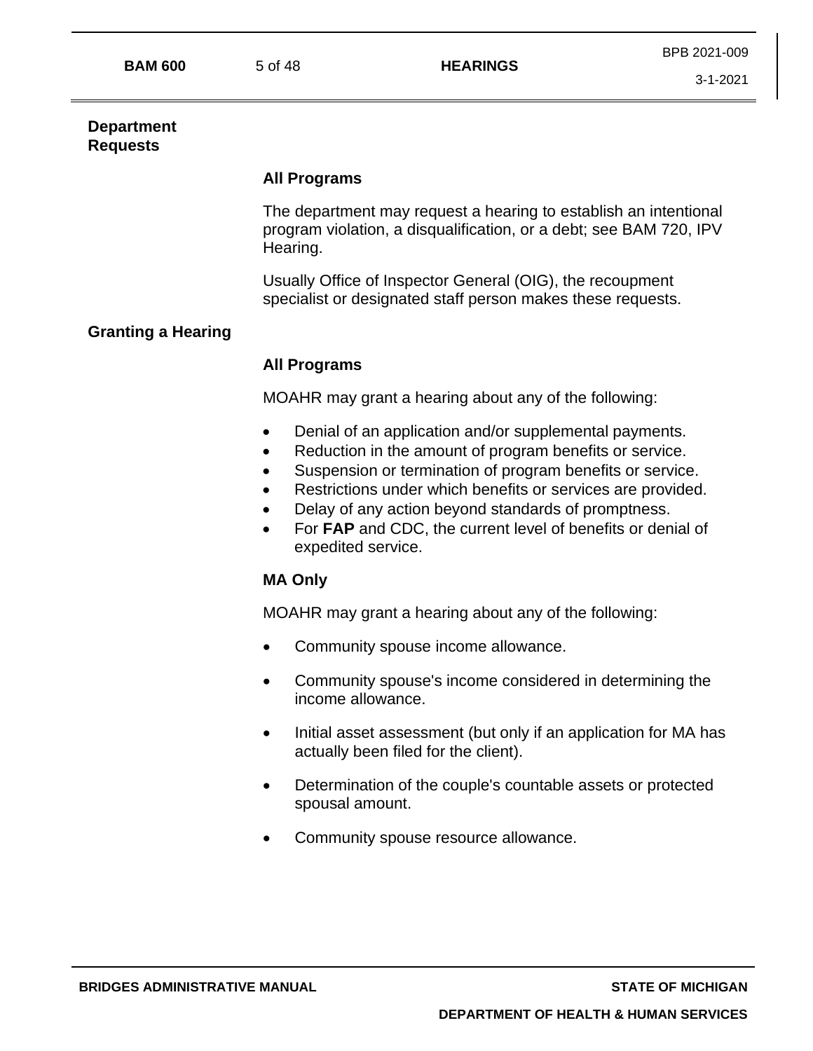## Department Requests

### All Programs

The department may request a hearing to establish an intentional program violation, a disqualification, or a debt; see BAM 720, IPV Hearing.

Usually Office of Inspector General (OIG), the recoupment specialist or designated staff person makes these requests.

## Granting a Hearing

### All Programs

MOAHR may grant a hearing about any of the following:

- Denial of an application and/or supplemental payments.
- Reduction in the amount of program benefits or service.
- Suspension or termination of program benefits or service.
- Restrictions under which benefits or services are provided.
- Delay of any action beyond standards of promptness.
- For **FAP** and CDC, the current level of benefits or denial of expedited service.

### MA Only

MOAHR may grant a hearing about any of the following:

- Community spouse income allowance.
- Community spouse's income considered in determining the income allowance.
- Initial asset assessment (but only if an application for MA has actually been filed for the client).
- Determination of the couple's countable assets or protected spousal amount.
- Community spouse resource allowance.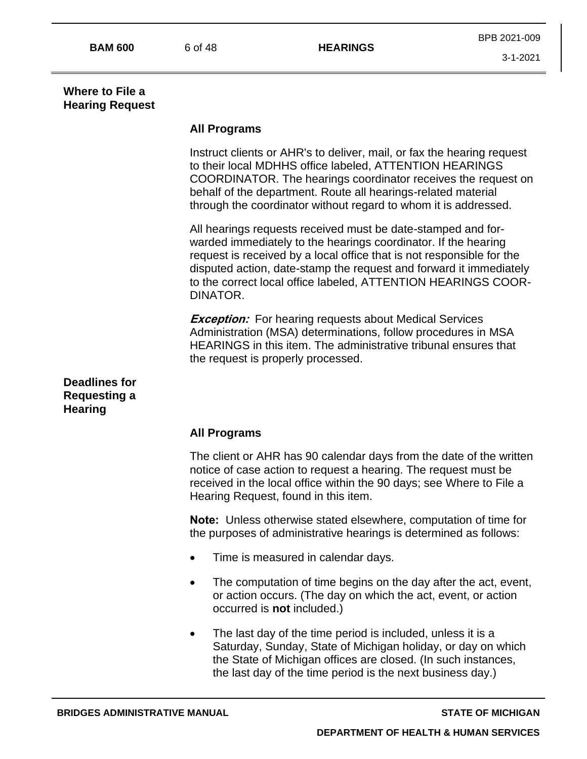## Where to File a Hearing Request

### All Programs

Instruct clients or AHR's to deliver, mail, or fax the hearing request to their local MDHHS office labeled, ATTENTION HEARINGS COORDINATOR. The hearings coordinator receives the request on behalf of the department. Route all hearings-related material through the coordinator without regard to whom it is addressed.

All hearings requests received must be date-stamped and forwarded immediately to the hearings coordinator. If the hearing request is received by a local office that is not responsible for the disputed action, date-stamp the request and forward it immediately to the correct local office labeled, ATTENTION HEARINGS COORDINATOR.

***Exception:*** For hearing requests about Medical Services Administration (MSA) determinations, follow procedures in MSA HEARINGS in this item. The administrative tribunal ensures that the request is properly processed.

## Deadlines for Requesting a Hearing

### All Programs

The client or AHR has 90 calendar days from the date of the written notice of case action to request a hearing. The request must be received in the local office within the 90 days; see Where to File a Hearing Request, found in this item.

**Note:** Unless otherwise stated elsewhere, computation of time for the purposes of administrative hearings is determined as follows:

- Time is measured in calendar days.
- The computation of time begins on the day after the act, event, or action occurs. (The day on which the act, event, or action occurred is **not** included.)
- The last day of the time period is included, unless it is a Saturday, Sunday, State of Michigan holiday, or day on which the State of Michigan offices are closed. (In such instances, the last day of the time period is the next business day.)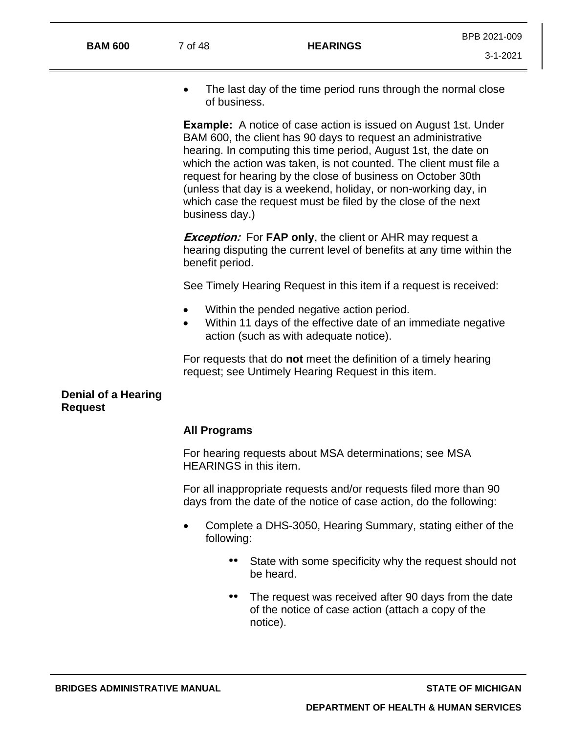- The last day of the time period runs through the normal close of business.

**Example:** A notice of case action is issued on August 1st. Under BAM 600, the client has 90 days to request an administrative hearing. In computing this time period, August 1st, the date on which the action was taken, is not counted. The client must file a request for hearing by the close of business on October 30th (unless that day is a weekend, holiday, or non-working day, in which case the request must be filed by the close of the next business day.)

***Exception:*** For **FAP only**, the client or AHR may request a hearing disputing the current level of benefits at any time within the benefit period.

See Timely Hearing Request in this item if a request is received:

- Within the pended negative action period.
- Within 11 days of the effective date of an immediate negative action (such as with adequate notice).

For requests that do **not** meet the definition of a timely hearing request; see Untimely Hearing Request in this item.

## Denial of a Hearing Request

**All Programs**

For hearing requests about MSA determinations; see MSA HEARINGS in this item.

For all inappropriate requests and/or requests filed more than 90 days from the date of the notice of case action, do the following:

- Complete a DHS-3050, Hearing Summary, stating either of the following:
  - State with some specificity why the request should not be heard.
  - The request was received after 90 days from the date of the notice of case action (attach a copy of the notice).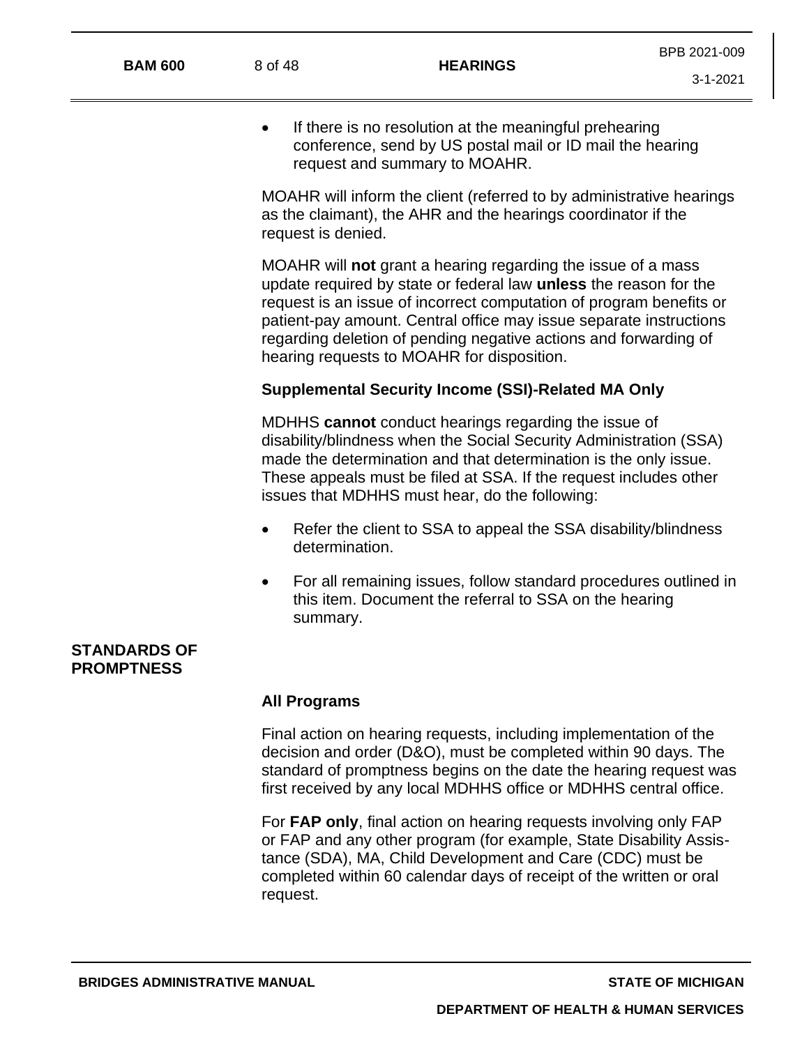- If there is no resolution at the meaningful prehearing conference, send by US postal mail or ID mail the hearing request and summary to MOAHR.

MOAHR will inform the client (referred to by administrative hearings as the claimant), the AHR and the hearings coordinator if the request is denied.

MOAHR will **not** grant a hearing regarding the issue of a mass update required by state or federal law **unless** the reason for the request is an issue of incorrect computation of program benefits or patient-pay amount. Central office may issue separate instructions regarding deletion of pending negative actions and forwarding of hearing requests to MOAHR for disposition.

### Supplemental Security Income (SSI)-Related MA Only

MDHHS **cannot** conduct hearings regarding the issue of disability/blindness when the Social Security Administration (SSA) made the determination and that determination is the only issue. These appeals must be filed at SSA. If the request includes other issues that MDHHS must hear, do the following:

- Refer the client to SSA to appeal the SSA disability/blindness determination.
- For all remaining issues, follow standard procedures outlined in this item. Document the referral to SSA on the hearing summary.

## STANDARDS OF PROMPTNESS

### All Programs

Final action on hearing requests, including implementation of the decision and order (D&O), must be completed within 90 days. The standard of promptness begins on the date the hearing request was first received by any local MDHHS office or MDHHS central office.

For **FAP only**, final action on hearing requests involving only FAP or FAP and any other program (for example, State Disability Assistance (SDA), MA, Child Development and Care (CDC) must be completed within 60 calendar days of receipt of the written or oral request.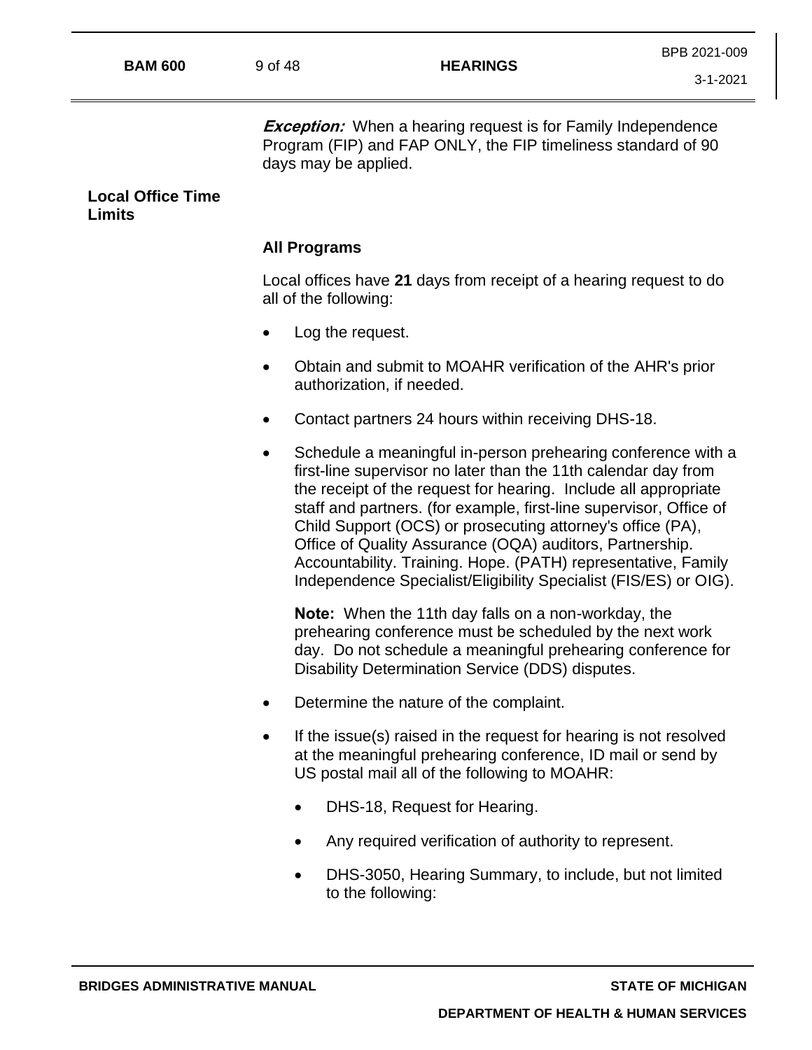***Exception:*** When a hearing request is for Family Independence Program (FIP) and FAP ONLY, the FIP timeliness standard of 90 days may be applied.

## Local Office Time Limits

### All Programs

Local offices have **21** days from receipt of a hearing request to do all of the following:

- Log the request.
- Obtain and submit to MOAHR verification of the AHR's prior authorization, if needed.
- Contact partners 24 hours within receiving DHS-18.
- Schedule a meaningful in-person prehearing conference with a first-line supervisor no later than the 11th calendar day from the receipt of the request for hearing. Include all appropriate staff and partners. (for example, first-line supervisor, Office of Child Support (OCS) or prosecuting attorney's office (PA), Office of Quality Assurance (OQA) auditors, Partnership. Accountability. Training. Hope. (PATH) representative, Family Independence Specialist/Eligibility Specialist (FIS/ES) or OIG).

  **Note:** When the 11th day falls on a non-workday, the prehearing conference must be scheduled by the next work day. Do not schedule a meaningful prehearing conference for Disability Determination Service (DDS) disputes.

- Determine the nature of the complaint.
- If the issue(s) raised in the request for hearing is not resolved at the meaningful prehearing conference, ID mail or send by US postal mail all of the following to MOAHR:
  - DHS-18, Request for Hearing.
  - Any required verification of authority to represent.
  - DHS-3050, Hearing Summary, to include, but not limited to the following: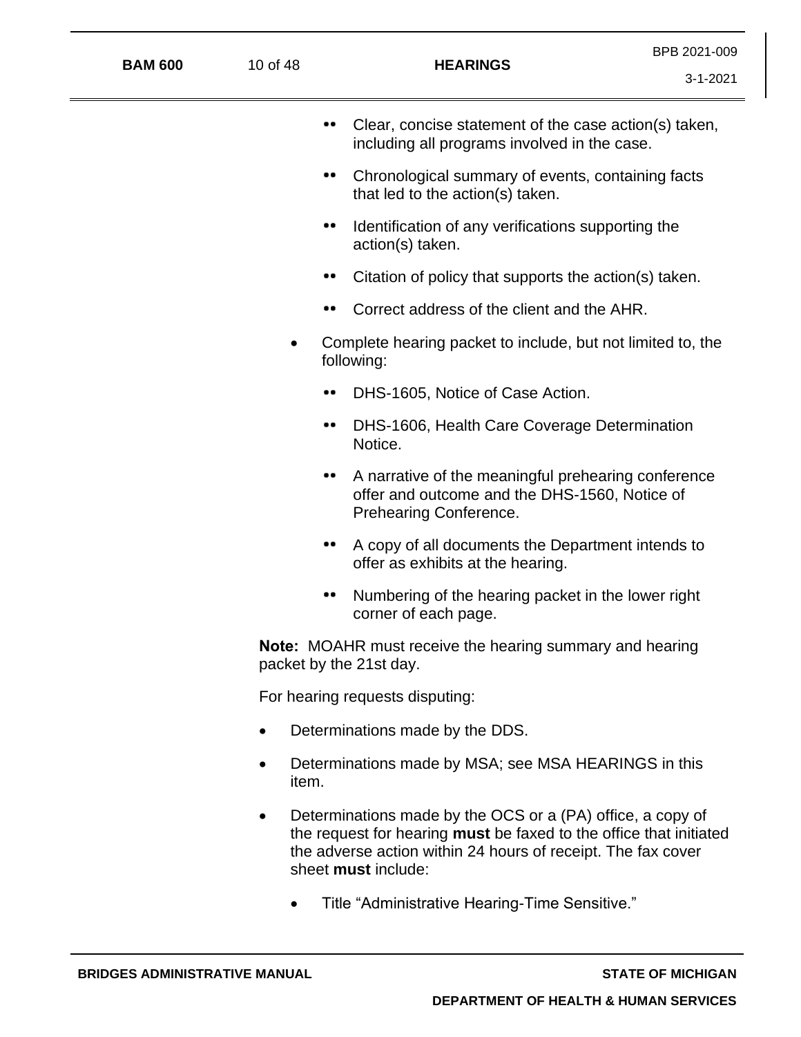- Clear, concise statement of the case action(s) taken, including all programs involved in the case.
- Chronological summary of events, containing facts that led to the action(s) taken.
- Identification of any verifications supporting the action(s) taken.
- Citation of policy that supports the action(s) taken.
- Correct address of the client and the AHR.

- Complete hearing packet to include, but not limited to, the following:
  - DHS-1605, Notice of Case Action.
  - DHS-1606, Health Care Coverage Determination Notice.
  - A narrative of the meaningful prehearing conference offer and outcome and the DHS-1560, Notice of Prehearing Conference.
  - A copy of all documents the Department intends to offer as exhibits at the hearing.
  - Numbering of the hearing packet in the lower right corner of each page.

**Note:** MOAHR must receive the hearing summary and hearing packet by the 21st day.

For hearing requests disputing:

- Determinations made by the DDS.
- Determinations made by MSA; see MSA HEARINGS in this item.
- Determinations made by the OCS or a (PA) office, a copy of the request for hearing **must** be faxed to the office that initiated the adverse action within 24 hours of receipt. The fax cover sheet **must** include:
  - Title “Administrative Hearing-Time Sensitive.”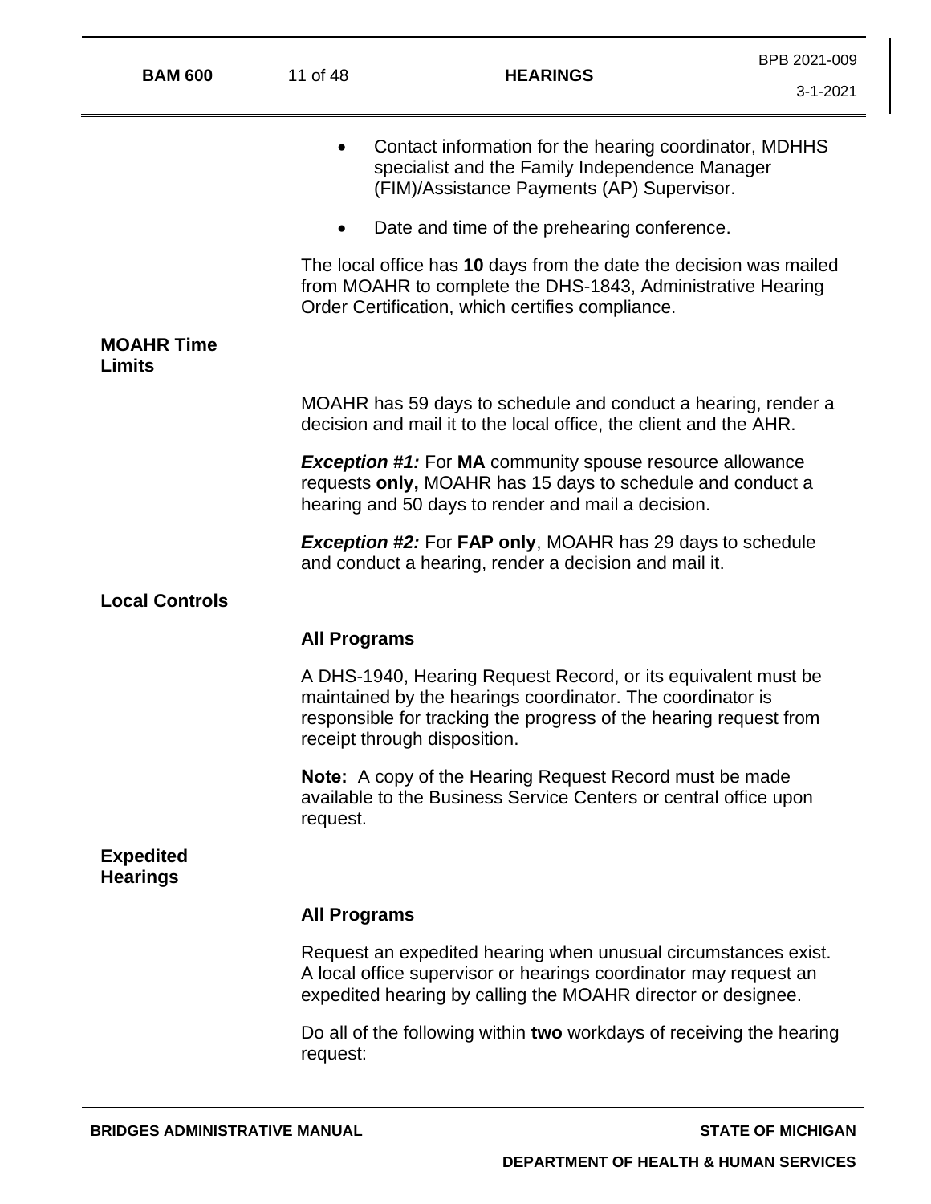- Contact information for the hearing coordinator, MDHHS specialist and the Family Independence Manager (FIM)/Assistance Payments (AP) Supervisor.
- Date and time of the prehearing conference.

The local office has **10** days from the date the decision was mailed from MOAHR to complete the DHS-1843, Administrative Hearing Order Certification, which certifies compliance.

## MOAHR Time Limits

MOAHR has 59 days to schedule and conduct a hearing, render a decision and mail it to the local office, the client and the AHR.

***Exception #1:*** For **MA** community spouse resource allowance requests **only,** MOAHR has 15 days to schedule and conduct a hearing and 50 days to render and mail a decision.

***Exception #2:*** For **FAP only**, MOAHR has 29 days to schedule and conduct a hearing, render a decision and mail it.

## Local Controls

### All Programs

A DHS-1940, Hearing Request Record, or its equivalent must be maintained by the hearings coordinator. The coordinator is responsible for tracking the progress of the hearing request from receipt through disposition.

**Note:** A copy of the Hearing Request Record must be made available to the Business Service Centers or central office upon request.

## Expedited Hearings

### All Programs

Request an expedited hearing when unusual circumstances exist. A local office supervisor or hearings coordinator may request an expedited hearing by calling the MOAHR director or designee.

Do all of the following within **two** workdays of receiving the hearing request: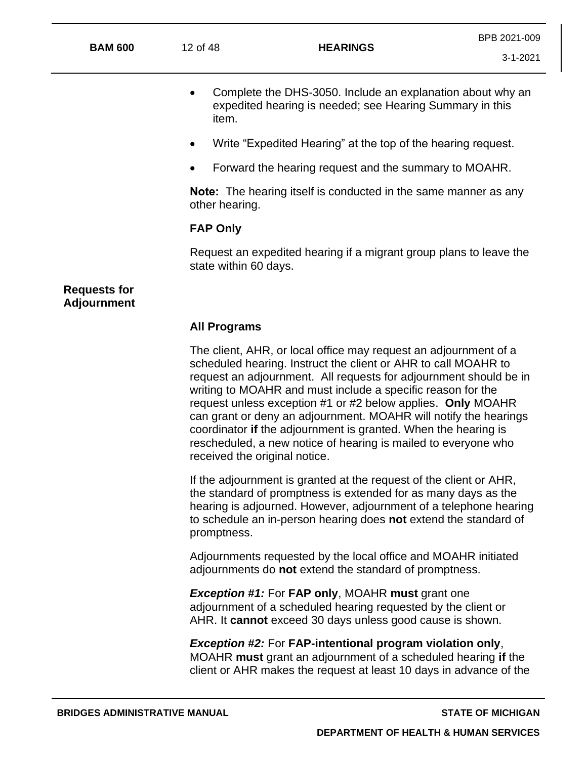- Complete the DHS-3050. Include an explanation about why an expedited hearing is needed; see Hearing Summary in this item.
- Write "Expedited Hearing" at the top of the hearing request.
- Forward the hearing request and the summary to MOAHR.

**Note:** The hearing itself is conducted in the same manner as any other hearing.

**FAP Only**

Request an expedited hearing if a migrant group plans to leave the state within 60 days.

## Requests for Adjournment

**All Programs**

The client, AHR, or local office may request an adjournment of a scheduled hearing. Instruct the client or AHR to call MOAHR to request an adjournment. All requests for adjournment should be in writing to MOAHR and must include a specific reason for the request unless exception #1 or #2 below applies. **Only** MOAHR can grant or deny an adjournment. MOAHR will notify the hearings coordinator **if** the adjournment is granted. When the hearing is rescheduled, a new notice of hearing is mailed to everyone who received the original notice.

If the adjournment is granted at the request of the client or AHR, the standard of promptness is extended for as many days as the hearing is adjourned. However, adjournment of a telephone hearing to schedule an in-person hearing does **not** extend the standard of promptness.

Adjournments requested by the local office and MOAHR initiated adjournments do **not** extend the standard of promptness.

***Exception #1:*** For **FAP only**, MOAHR **must** grant one adjournment of a scheduled hearing requested by the client or AHR. It **cannot** exceed 30 days unless good cause is shown.

***Exception #2:*** For **FAP-intentional program violation only**, MOAHR **must** grant an adjournment of a scheduled hearing **if** the client or AHR makes the request at least 10 days in advance of the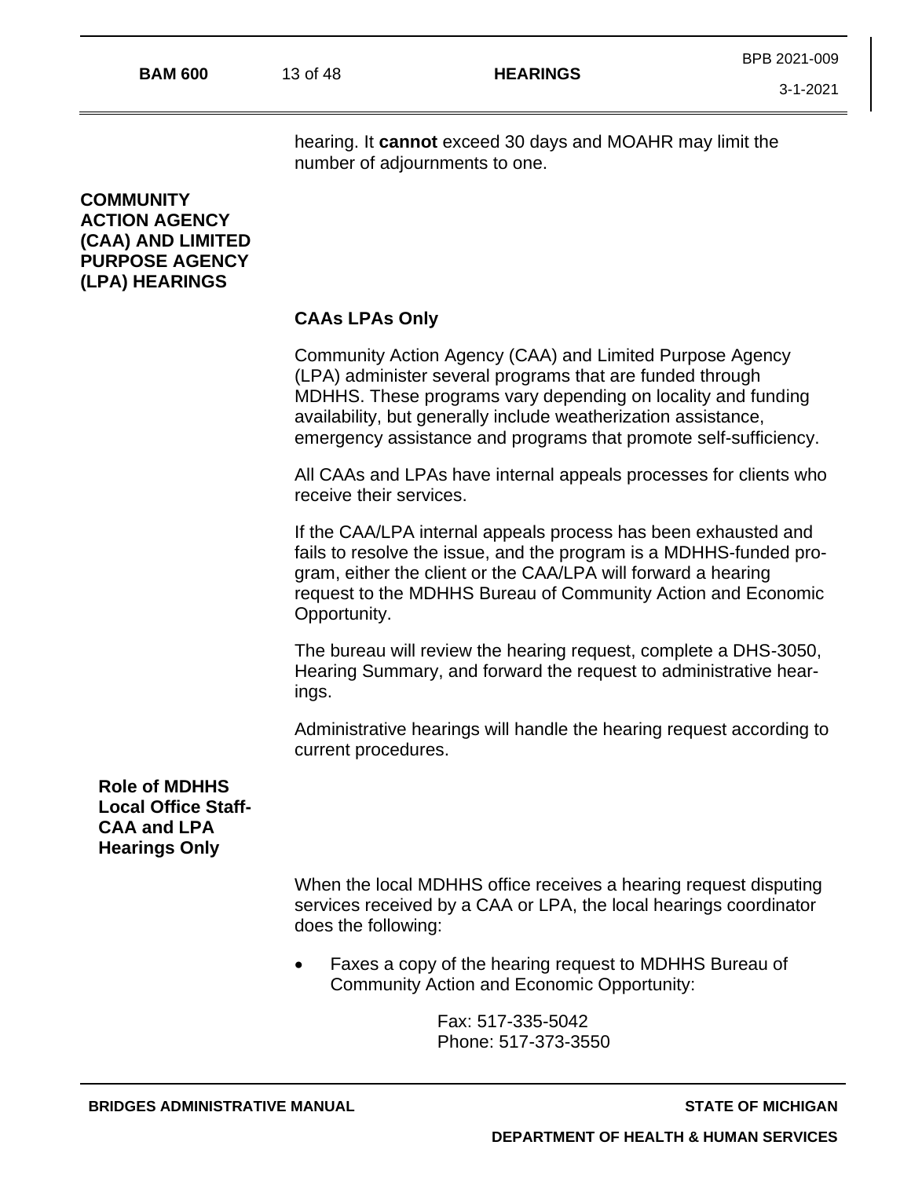hearing. It **cannot** exceed 30 days and MOAHR may limit the number of adjournments to one.

## COMMUNITY ACTION AGENCY (CAA) AND LIMITED PURPOSE AGENCY (LPA) HEARINGS

**CAAs LPAs Only**

Community Action Agency (CAA) and Limited Purpose Agency (LPA) administer several programs that are funded through MDHHS. These programs vary depending on locality and funding availability, but generally include weatherization assistance, emergency assistance and programs that promote self-sufficiency.

All CAAs and LPAs have internal appeals processes for clients who receive their services.

If the CAA/LPA internal appeals process has been exhausted and fails to resolve the issue, and the program is a MDHHS-funded program, either the client or the CAA/LPA will forward a hearing request to the MDHHS Bureau of Community Action and Economic Opportunity.

The bureau will review the hearing request, complete a DHS-3050, Hearing Summary, and forward the request to administrative hearings.

Administrative hearings will handle the hearing request according to current procedures.

### Role of MDHHS Local Office Staff-CAA and LPA Hearings Only

When the local MDHHS office receives a hearing request disputing services received by a CAA or LPA, the local hearings coordinator does the following:

- Faxes a copy of the hearing request to MDHHS Bureau of Community Action and Economic Opportunity:

  Fax: 517-335-5042
  Phone: 517-373-3550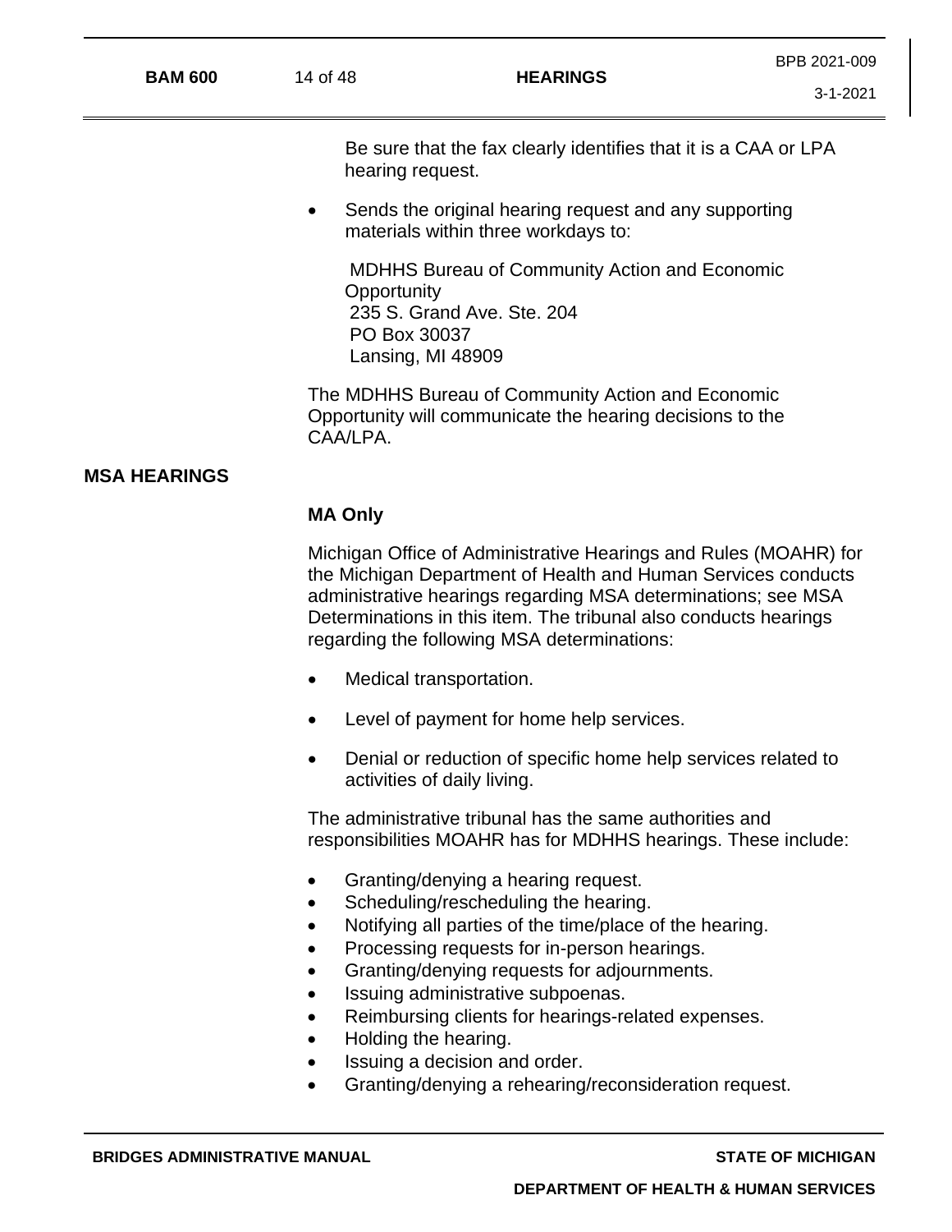Be sure that the fax clearly identifies that it is a CAA or LPA hearing request.

- Sends the original hearing request and any supporting materials within three workdays to:

  MDHHS Bureau of Community Action and Economic Opportunity
  235 S. Grand Ave. Ste. 204
  PO Box 30037
  Lansing, MI 48909

The MDHHS Bureau of Community Action and Economic Opportunity will communicate the hearing decisions to the CAA/LPA.

## MSA HEARINGS

**MA Only**

Michigan Office of Administrative Hearings and Rules (MOAHR) for the Michigan Department of Health and Human Services conducts administrative hearings regarding MSA determinations; see MSA Determinations in this item. The tribunal also conducts hearings regarding the following MSA determinations:

- Medical transportation.
- Level of payment for home help services.
- Denial or reduction of specific home help services related to activities of daily living.

The administrative tribunal has the same authorities and responsibilities MOAHR has for MDHHS hearings. These include:

- Granting/denying a hearing request.
- Scheduling/rescheduling the hearing.
- Notifying all parties of the time/place of the hearing.
- Processing requests for in-person hearings.
- Granting/denying requests for adjournments.
- Issuing administrative subpoenas.
- Reimbursing clients for hearings-related expenses.
- Holding the hearing.
- Issuing a decision and order.
- Granting/denying a rehearing/reconsideration request.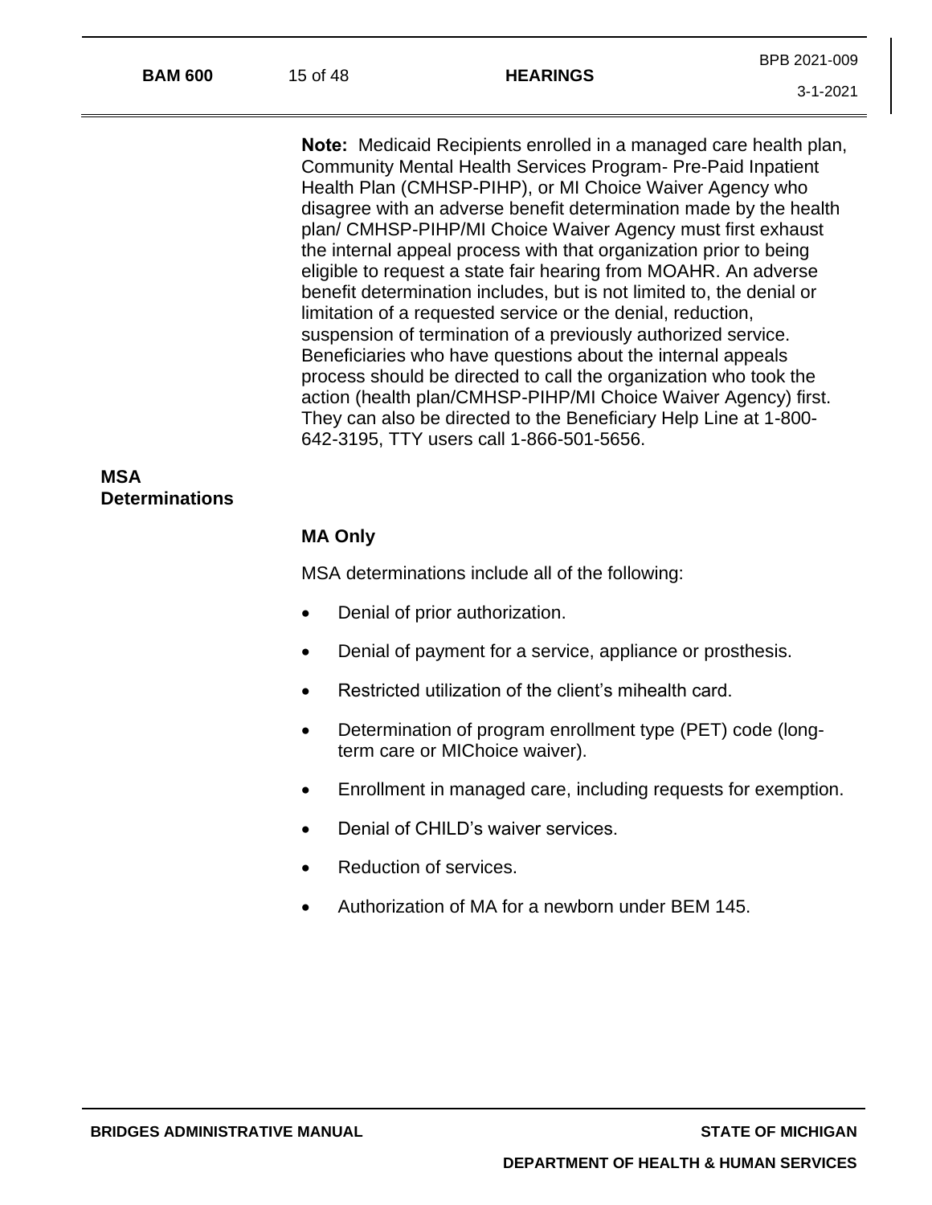**Note:** Medicaid Recipients enrolled in a managed care health plan, Community Mental Health Services Program- Pre-Paid Inpatient Health Plan (CMHSP-PIHP), or MI Choice Waiver Agency who disagree with an adverse benefit determination made by the health plan/ CMHSP-PIHP/MI Choice Waiver Agency must first exhaust the internal appeal process with that organization prior to being eligible to request a state fair hearing from MOAHR. An adverse benefit determination includes, but is not limited to, the denial or limitation of a requested service or the denial, reduction, suspension of termination of a previously authorized service. Beneficiaries who have questions about the internal appeals process should be directed to call the organization who took the action (health plan/CMHSP-PIHP/MI Choice Waiver Agency) first. They can also be directed to the Beneficiary Help Line at 1-800-642-3195, TTY users call 1-866-501-5656.

## MSA Determinations

### MA Only

MSA determinations include all of the following:

- Denial of prior authorization.
- Denial of payment for a service, appliance or prosthesis.
- Restricted utilization of the client's mihealth card.
- Determination of program enrollment type (PET) code (long-term care or MIChoice waiver).
- Enrollment in managed care, including requests for exemption.
- Denial of CHILD's waiver services.
- Reduction of services.
- Authorization of MA for a newborn under BEM 145.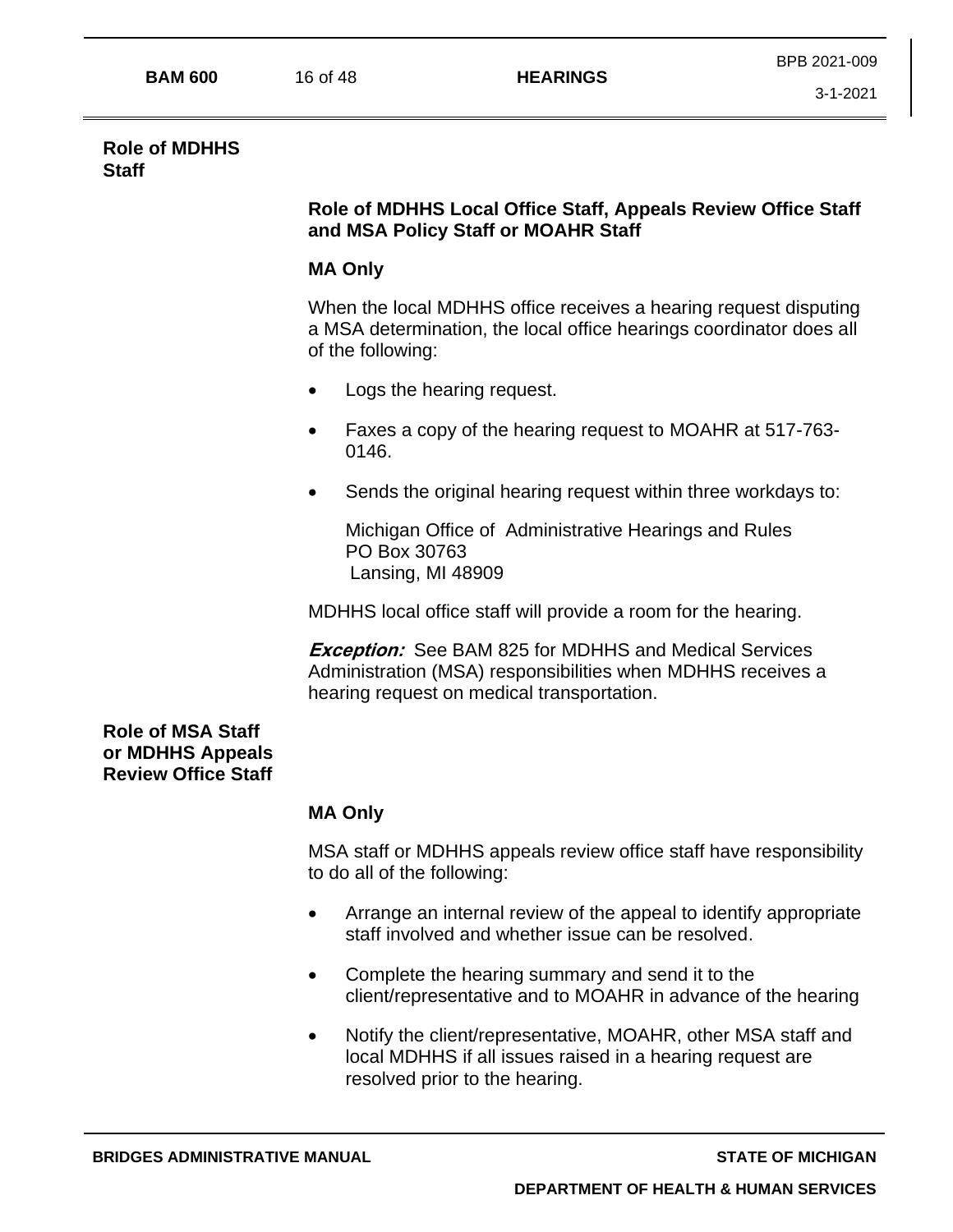## Role of MDHHS Staff

### Role of MDHHS Local Office Staff, Appeals Review Office Staff and MSA Policy Staff or MOAHR Staff

**MA Only**

When the local MDHHS office receives a hearing request disputing a MSA determination, the local office hearings coordinator does all of the following:

- Logs the hearing request.
- Faxes a copy of the hearing request to MOAHR at 517-763-0146.
- Sends the original hearing request within three workdays to:

  Michigan Office of Administrative Hearings and Rules
  PO Box 30763
  Lansing, MI 48909

MDHHS local office staff will provide a room for the hearing.

***Exception:*** See BAM 825 for MDHHS and Medical Services Administration (MSA) responsibilities when MDHHS receives a hearing request on medical transportation.

## Role of MSA Staff or MDHHS Appeals Review Office Staff

**MA Only**

MSA staff or MDHHS appeals review office staff have responsibility to do all of the following:

- Arrange an internal review of the appeal to identify appropriate staff involved and whether issue can be resolved.
- Complete the hearing summary and send it to the client/representative and to MOAHR in advance of the hearing
- Notify the client/representative, MOAHR, other MSA staff and local MDHHS if all issues raised in a hearing request are resolved prior to the hearing.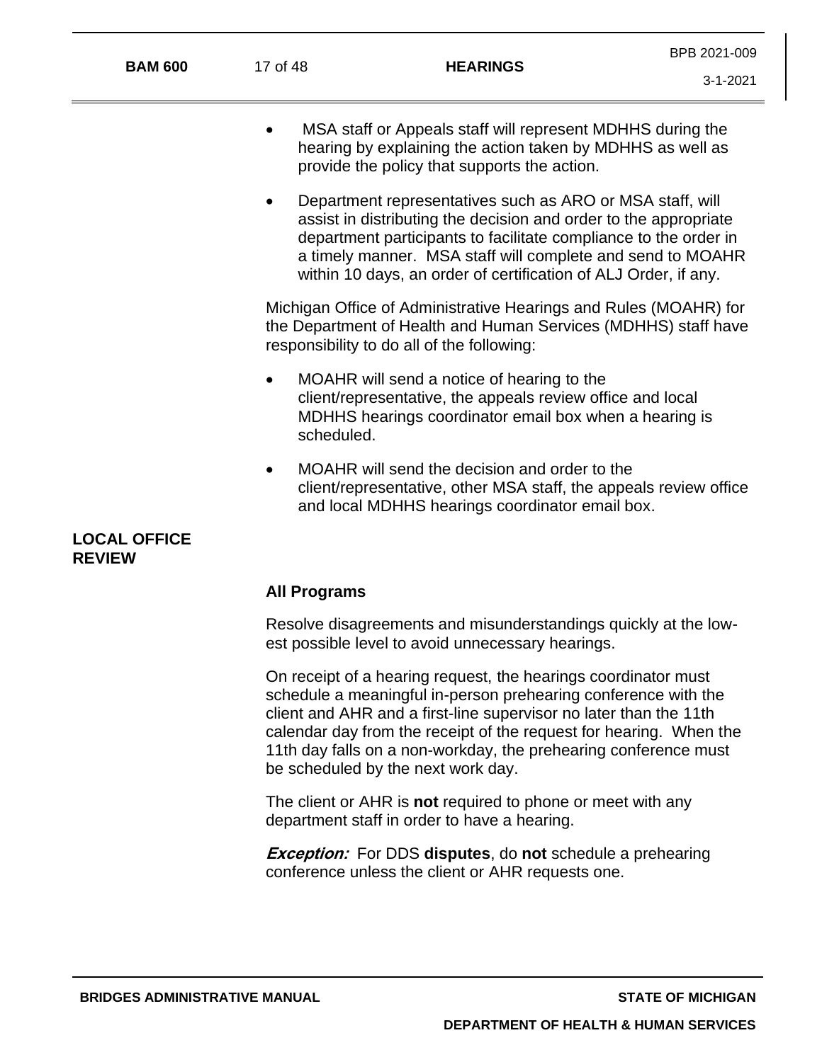- MSA staff or Appeals staff will represent MDHHS during the hearing by explaining the action taken by MDHHS as well as provide the policy that supports the action.
- Department representatives such as ARO or MSA staff, will assist in distributing the decision and order to the appropriate department participants to facilitate compliance to the order in a timely manner. MSA staff will complete and send to MOAHR within 10 days, an order of certification of ALJ Order, if any.

Michigan Office of Administrative Hearings and Rules (MOAHR) for the Department of Health and Human Services (MDHHS) staff have responsibility to do all of the following:

- MOAHR will send a notice of hearing to the client/representative, the appeals review office and local MDHHS hearings coordinator email box when a hearing is scheduled.
- MOAHR will send the decision and order to the client/representative, other MSA staff, the appeals review office and local MDHHS hearings coordinator email box.

## LOCAL OFFICE REVIEW

**All Programs**

Resolve disagreements and misunderstandings quickly at the lowest possible level to avoid unnecessary hearings.

On receipt of a hearing request, the hearings coordinator must schedule a meaningful in-person prehearing conference with the client and AHR and a first-line supervisor no later than the 11th calendar day from the receipt of the request for hearing. When the 11th day falls on a non-workday, the prehearing conference must be scheduled by the next work day.

The client or AHR is **not** required to phone or meet with any department staff in order to have a hearing.

***Exception:*** For DDS **disputes**, do **not** schedule a prehearing conference unless the client or AHR requests one.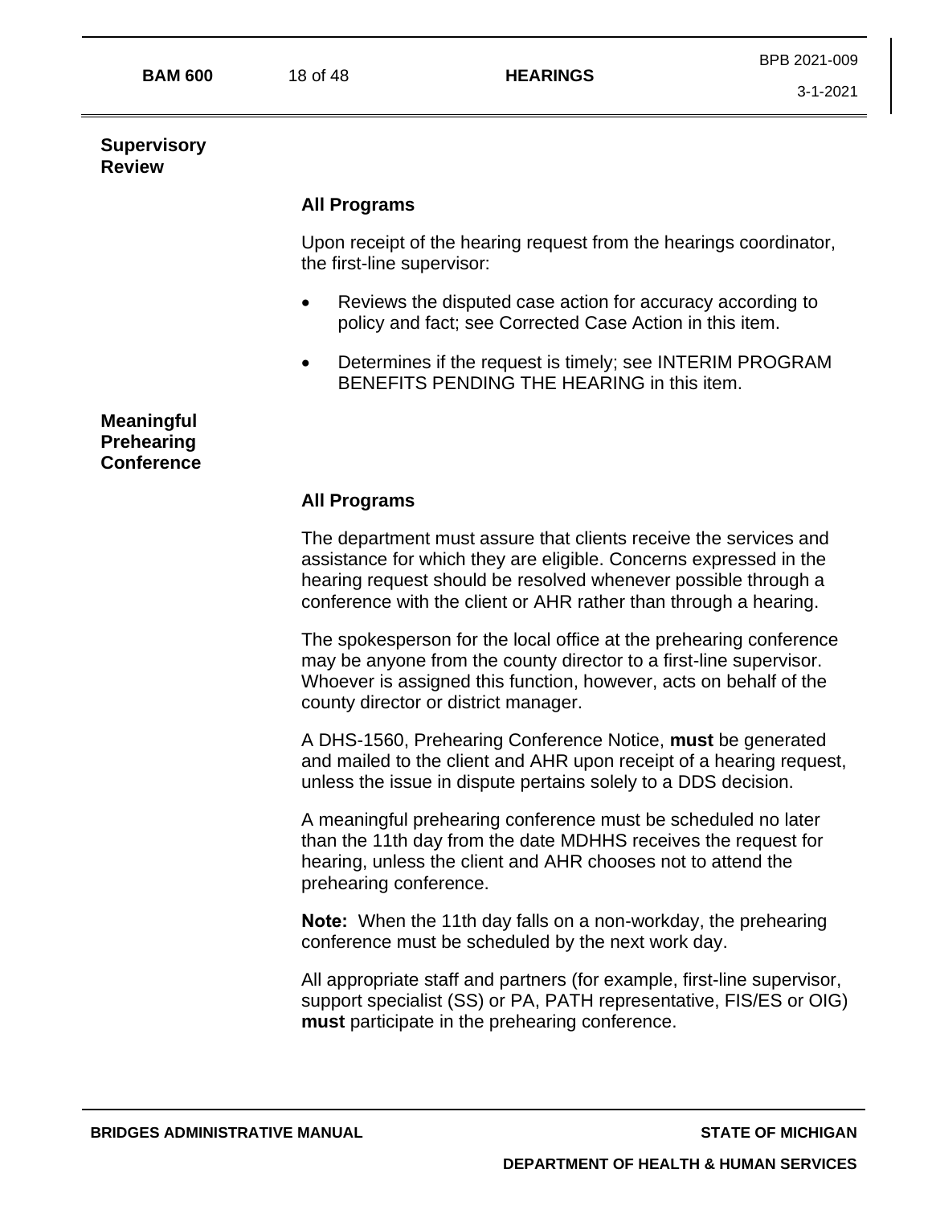## Supervisory Review

### All Programs

Upon receipt of the hearing request from the hearings coordinator, the first-line supervisor:

- Reviews the disputed case action for accuracy according to policy and fact; see Corrected Case Action in this item.
- Determines if the request is timely; see INTERIM PROGRAM BENEFITS PENDING THE HEARING in this item.

## Meaningful Prehearing Conference

### All Programs

The department must assure that clients receive the services and assistance for which they are eligible. Concerns expressed in the hearing request should be resolved whenever possible through a conference with the client or AHR rather than through a hearing.

The spokesperson for the local office at the prehearing conference may be anyone from the county director to a first-line supervisor. Whoever is assigned this function, however, acts on behalf of the county director or district manager.

A DHS-1560, Prehearing Conference Notice, **must** be generated and mailed to the client and AHR upon receipt of a hearing request, unless the issue in dispute pertains solely to a DDS decision.

A meaningful prehearing conference must be scheduled no later than the 11th day from the date MDHHS receives the request for hearing, unless the client and AHR chooses not to attend the prehearing conference.

**Note:** When the 11th day falls on a non-workday, the prehearing conference must be scheduled by the next work day.

All appropriate staff and partners (for example, first-line supervisor, support specialist (SS) or PA, PATH representative, FIS/ES or OIG) **must** participate in the prehearing conference.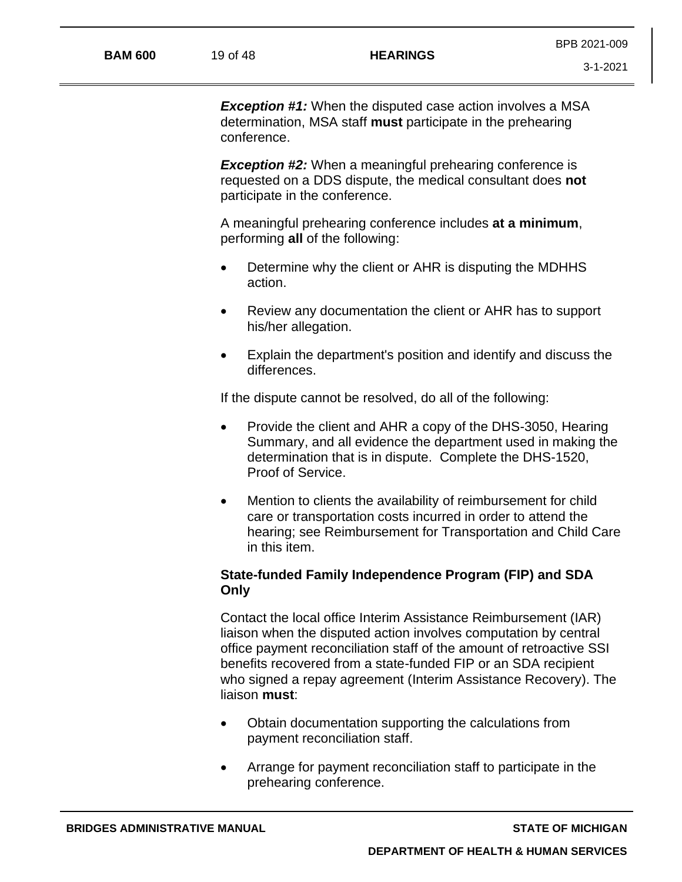***Exception #1:*** When the disputed case action involves a MSA determination, MSA staff **must** participate in the prehearing conference.

***Exception #2:*** When a meaningful prehearing conference is requested on a DDS dispute, the medical consultant does **not** participate in the conference.

A meaningful prehearing conference includes **at a minimum**, performing **all** of the following:

- Determine why the client or AHR is disputing the MDHHS action.
- Review any documentation the client or AHR has to support his/her allegation.
- Explain the department's position and identify and discuss the differences.

If the dispute cannot be resolved, do all of the following:

- Provide the client and AHR a copy of the DHS-3050, Hearing Summary, and all evidence the department used in making the determination that is in dispute. Complete the DHS-1520, Proof of Service.
- Mention to clients the availability of reimbursement for child care or transportation costs incurred in order to attend the hearing; see Reimbursement for Transportation and Child Care in this item.

### State-funded Family Independence Program (FIP) and SDA Only

Contact the local office Interim Assistance Reimbursement (IAR) liaison when the disputed action involves computation by central office payment reconciliation staff of the amount of retroactive SSI benefits recovered from a state-funded FIP or an SDA recipient who signed a repay agreement (Interim Assistance Recovery). The liaison **must**:

- Obtain documentation supporting the calculations from payment reconciliation staff.
- Arrange for payment reconciliation staff to participate in the prehearing conference.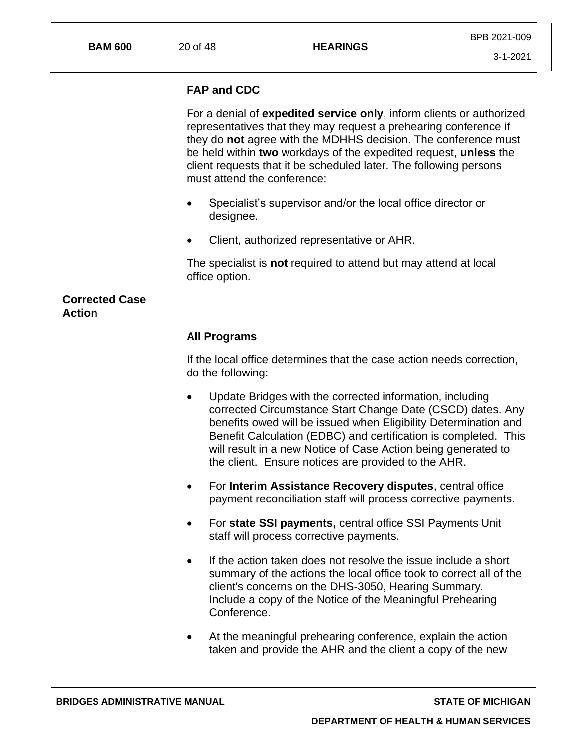### FAP and CDC

For a denial of **expedited service only**, inform clients or authorized representatives that they may request a prehearing conference if they do **not** agree with the MDHHS decision. The conference must be held within **two** workdays of the expedited request, **unless** the client requests that it be scheduled later. The following persons must attend the conference:

- Specialist's supervisor and/or the local office director or designee.
- Client, authorized representative or AHR.

The specialist is **not** required to attend but may attend at local office option.

## Corrected Case Action

### All Programs

If the local office determines that the case action needs correction, do the following:

- Update Bridges with the corrected information, including corrected Circumstance Start Change Date (CSCD) dates. Any benefits owed will be issued when Eligibility Determination and Benefit Calculation (EDBC) and certification is completed. This will result in a new Notice of Case Action being generated to the client. Ensure notices are provided to the AHR.
- For **Interim Assistance Recovery disputes**, central office payment reconciliation staff will process corrective payments.
- For **state SSI payments,** central office SSI Payments Unit staff will process corrective payments.
- If the action taken does not resolve the issue include a short summary of the actions the local office took to correct all of the client's concerns on the DHS-3050, Hearing Summary. Include a copy of the Notice of the Meaningful Prehearing Conference.
- At the meaningful prehearing conference, explain the action taken and provide the AHR and the client a copy of the new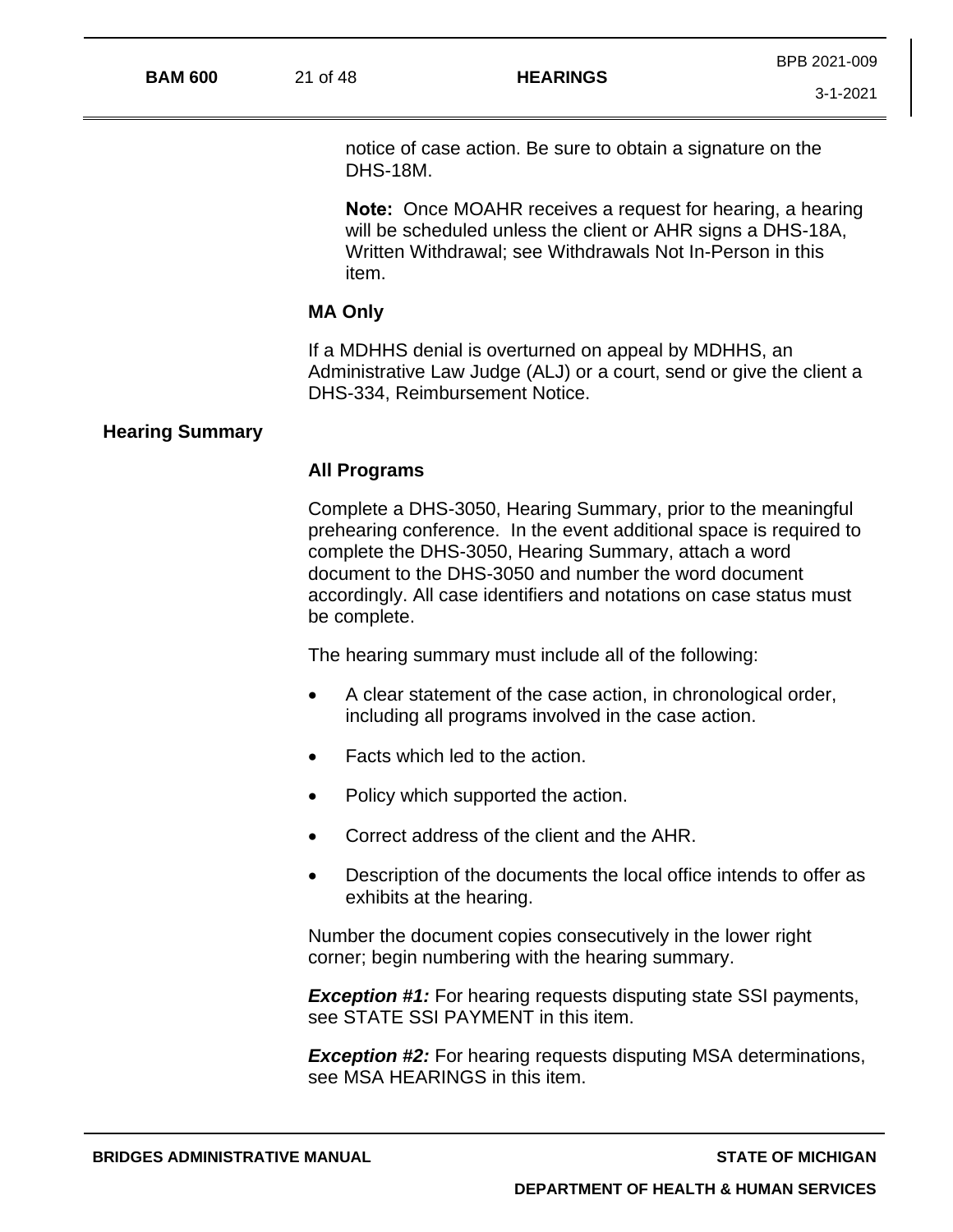notice of case action. Be sure to obtain a signature on the DHS-18M.

**Note:** Once MOAHR receives a request for hearing, a hearing will be scheduled unless the client or AHR signs a DHS-18A, Written Withdrawal; see Withdrawals Not In-Person in this item.

**MA Only**

If a MDHHS denial is overturned on appeal by MDHHS, an Administrative Law Judge (ALJ) or a court, send or give the client a DHS-334, Reimbursement Notice.

## Hearing Summary

**All Programs**

Complete a DHS-3050, Hearing Summary, prior to the meaningful prehearing conference. In the event additional space is required to complete the DHS-3050, Hearing Summary, attach a word document to the DHS-3050 and number the word document accordingly. All case identifiers and notations on case status must be complete.

The hearing summary must include all of the following:

- A clear statement of the case action, in chronological order, including all programs involved in the case action.
- Facts which led to the action.
- Policy which supported the action.
- Correct address of the client and the AHR.
- Description of the documents the local office intends to offer as exhibits at the hearing.

Number the document copies consecutively in the lower right corner; begin numbering with the hearing summary.

***Exception #1:*** For hearing requests disputing state SSI payments, see STATE SSI PAYMENT in this item.

***Exception #2:*** For hearing requests disputing MSA determinations, see MSA HEARINGS in this item.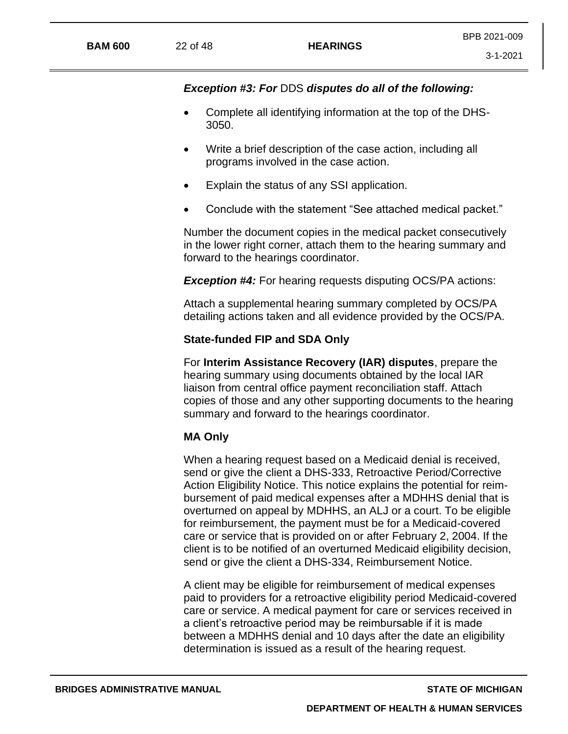***Exception #3: For*** DDS ***disputes do all of the following:***

- Complete all identifying information at the top of the DHS-3050.
- Write a brief description of the case action, including all programs involved in the case action.
- Explain the status of any SSI application.
- Conclude with the statement “See attached medical packet.”

Number the document copies in the medical packet consecutively in the lower right corner, attach them to the hearing summary and forward to the hearings coordinator.

***Exception #4:*** For hearing requests disputing OCS/PA actions:

Attach a supplemental hearing summary completed by OCS/PA detailing actions taken and all evidence provided by the OCS/PA.

**State-funded FIP and SDA Only**

For **Interim Assistance Recovery (IAR) disputes**, prepare the hearing summary using documents obtained by the local IAR liaison from central office payment reconciliation staff. Attach copies of those and any other supporting documents to the hearing summary and forward to the hearings coordinator.

**MA Only**

When a hearing request based on a Medicaid denial is received, send or give the client a DHS-333, Retroactive Period/Corrective Action Eligibility Notice. This notice explains the potential for reimbursement of paid medical expenses after a MDHHS denial that is overturned on appeal by MDHHS, an ALJ or a court. To be eligible for reimbursement, the payment must be for a Medicaid-covered care or service that is provided on or after February 2, 2004. If the client is to be notified of an overturned Medicaid eligibility decision, send or give the client a DHS-334, Reimbursement Notice.

A client may be eligible for reimbursement of medical expenses paid to providers for a retroactive eligibility period Medicaid-covered care or service. A medical payment for care or services received in a client’s retroactive period may be reimbursable if it is made between a MDHHS denial and 10 days after the date an eligibility determination is issued as a result of the hearing request.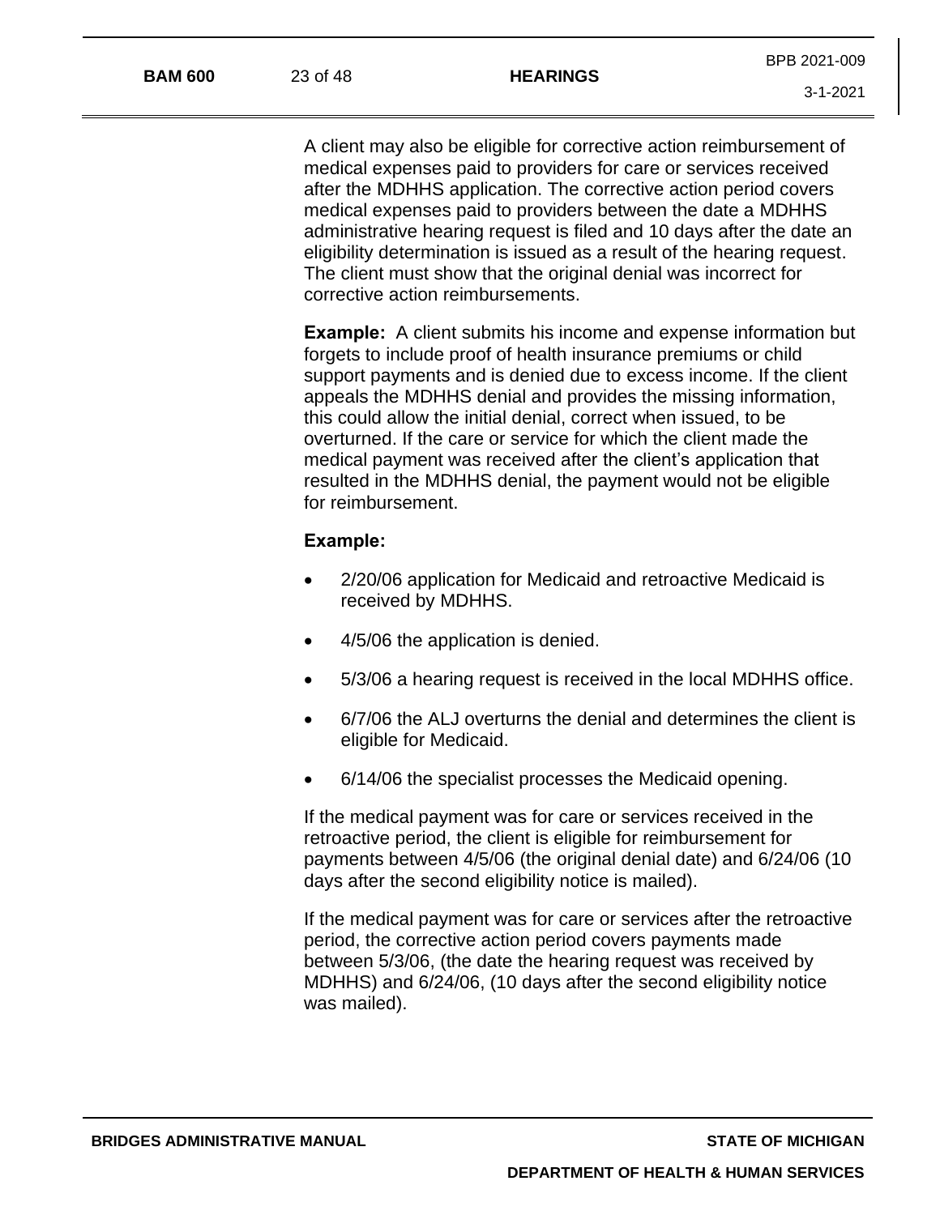A client may also be eligible for corrective action reimbursement of medical expenses paid to providers for care or services received after the MDHHS application. The corrective action period covers medical expenses paid to providers between the date a MDHHS administrative hearing request is filed and 10 days after the date an eligibility determination is issued as a result of the hearing request. The client must show that the original denial was incorrect for corrective action reimbursements.

**Example:** A client submits his income and expense information but forgets to include proof of health insurance premiums or child support payments and is denied due to excess income. If the client appeals the MDHHS denial and provides the missing information, this could allow the initial denial, correct when issued, to be overturned. If the care or service for which the client made the medical payment was received after the client's application that resulted in the MDHHS denial, the payment would not be eligible for reimbursement.

**Example:**

- 2/20/06 application for Medicaid and retroactive Medicaid is received by MDHHS.
- 4/5/06 the application is denied.
- 5/3/06 a hearing request is received in the local MDHHS office.
- 6/7/06 the ALJ overturns the denial and determines the client is eligible for Medicaid.
- 6/14/06 the specialist processes the Medicaid opening.

If the medical payment was for care or services received in the retroactive period, the client is eligible for reimbursement for payments between 4/5/06 (the original denial date) and 6/24/06 (10 days after the second eligibility notice is mailed).

If the medical payment was for care or services after the retroactive period, the corrective action period covers payments made between 5/3/06, (the date the hearing request was received by MDHHS) and 6/24/06, (10 days after the second eligibility notice was mailed).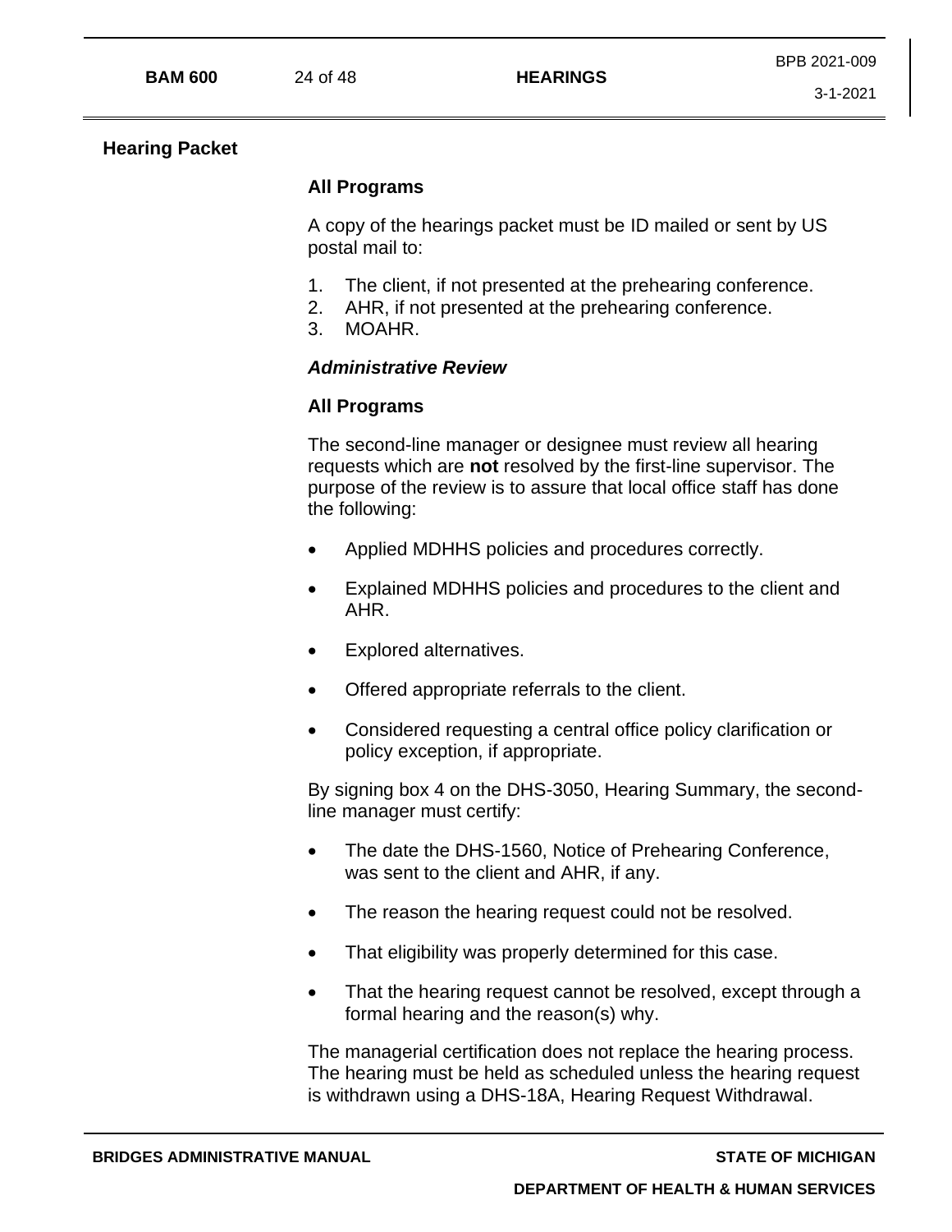## Hearing Packet

**All Programs**

A copy of the hearings packet must be ID mailed or sent by US postal mail to:

1. The client, if not presented at the prehearing conference.
2. AHR, if not presented at the prehearing conference.
3. MOAHR.

***Administrative Review***

**All Programs**

The second-line manager or designee must review all hearing requests which are **not** resolved by the first-line supervisor. The purpose of the review is to assure that local office staff has done the following:

- Applied MDHHS policies and procedures correctly.
- Explained MDHHS policies and procedures to the client and AHR.
- Explored alternatives.
- Offered appropriate referrals to the client.
- Considered requesting a central office policy clarification or policy exception, if appropriate.

By signing box 4 on the DHS-3050, Hearing Summary, the second-line manager must certify:

- The date the DHS-1560, Notice of Prehearing Conference, was sent to the client and AHR, if any.
- The reason the hearing request could not be resolved.
- That eligibility was properly determined for this case.
- That the hearing request cannot be resolved, except through a formal hearing and the reason(s) why.

The managerial certification does not replace the hearing process. The hearing must be held as scheduled unless the hearing request is withdrawn using a DHS-18A, Hearing Request Withdrawal.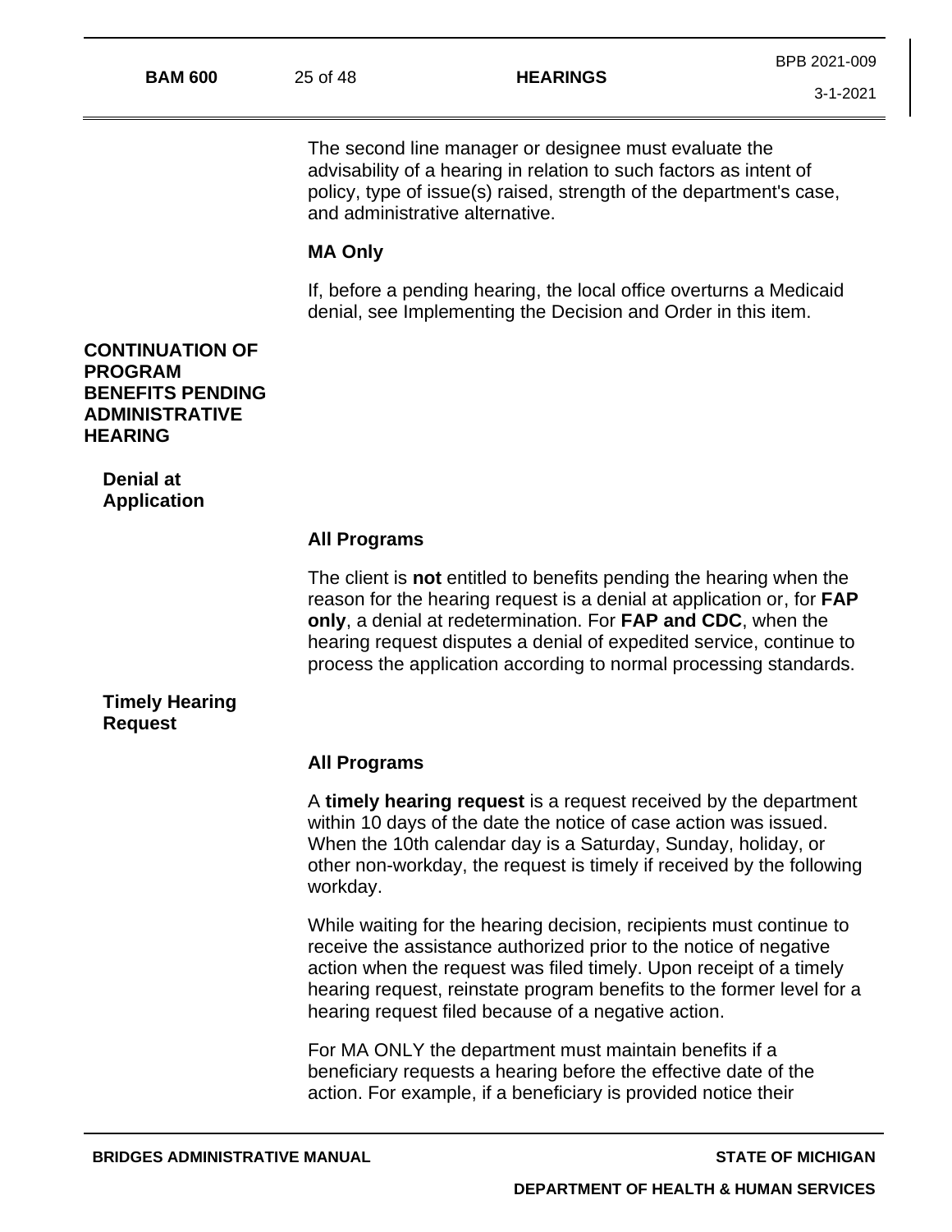The second line manager or designee must evaluate the advisability of a hearing in relation to such factors as intent of policy, type of issue(s) raised, strength of the department's case, and administrative alternative.

**MA Only**

If, before a pending hearing, the local office overturns a Medicaid denial, see Implementing the Decision and Order in this item.

## CONTINUATION OF PROGRAM BENEFITS PENDING ADMINISTRATIVE HEARING

### Denial at Application

**All Programs**

The client is **not** entitled to benefits pending the hearing when the reason for the hearing request is a denial at application or, for **FAP only**, a denial at redetermination. For **FAP and CDC**, when the hearing request disputes a denial of expedited service, continue to process the application according to normal processing standards.

### Timely Hearing Request

**All Programs**

A **timely hearing request** is a request received by the department within 10 days of the date the notice of case action was issued. When the 10th calendar day is a Saturday, Sunday, holiday, or other non-workday, the request is timely if received by the following workday.

While waiting for the hearing decision, recipients must continue to receive the assistance authorized prior to the notice of negative action when the request was filed timely. Upon receipt of a timely hearing request, reinstate program benefits to the former level for a hearing request filed because of a negative action.

For MA ONLY the department must maintain benefits if a beneficiary requests a hearing before the effective date of the action. For example, if a beneficiary is provided notice their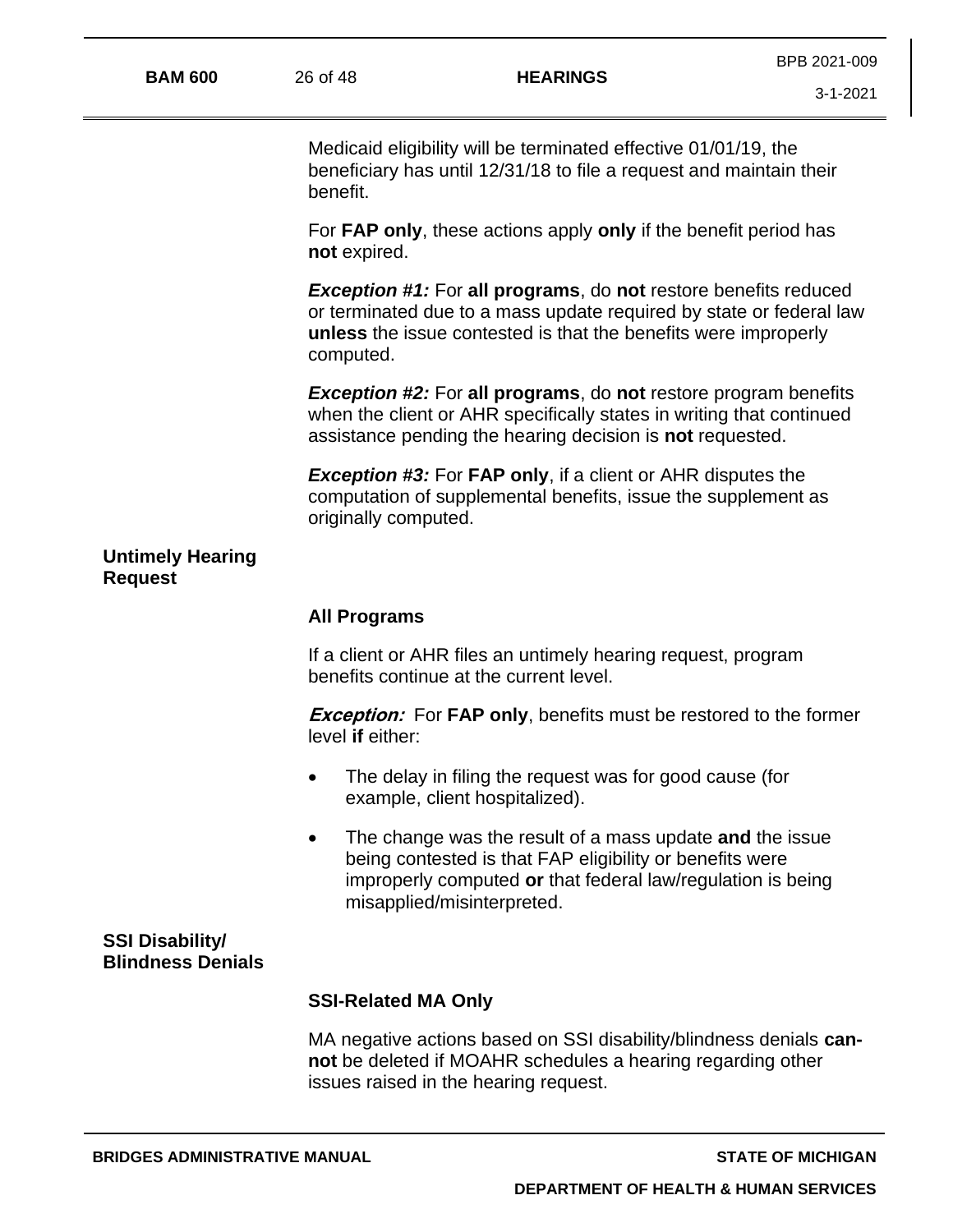Medicaid eligibility will be terminated effective 01/01/19, the beneficiary has until 12/31/18 to file a request and maintain their benefit.

For **FAP only**, these actions apply **only** if the benefit period has **not** expired.

***Exception #1:*** For **all programs**, do **not** restore benefits reduced or terminated due to a mass update required by state or federal law **unless** the issue contested is that the benefits were improperly computed.

***Exception #2:*** For **all programs**, do **not** restore program benefits when the client or AHR specifically states in writing that continued assistance pending the hearing decision is **not** requested.

***Exception #3:*** For **FAP only**, if a client or AHR disputes the computation of supplemental benefits, issue the supplement as originally computed.

## Untimely Hearing Request

### All Programs

If a client or AHR files an untimely hearing request, program benefits continue at the current level.

***Exception:*** For **FAP only**, benefits must be restored to the former level **if** either:

- The delay in filing the request was for good cause (for example, client hospitalized).
- The change was the result of a mass update **and** the issue being contested is that FAP eligibility or benefits were improperly computed **or** that federal law/regulation is being misapplied/misinterpreted.

## SSI Disability/ Blindness Denials

### SSI-Related MA Only

MA negative actions based on SSI disability/blindness denials **cannot** be deleted if MOAHR schedules a hearing regarding other issues raised in the hearing request.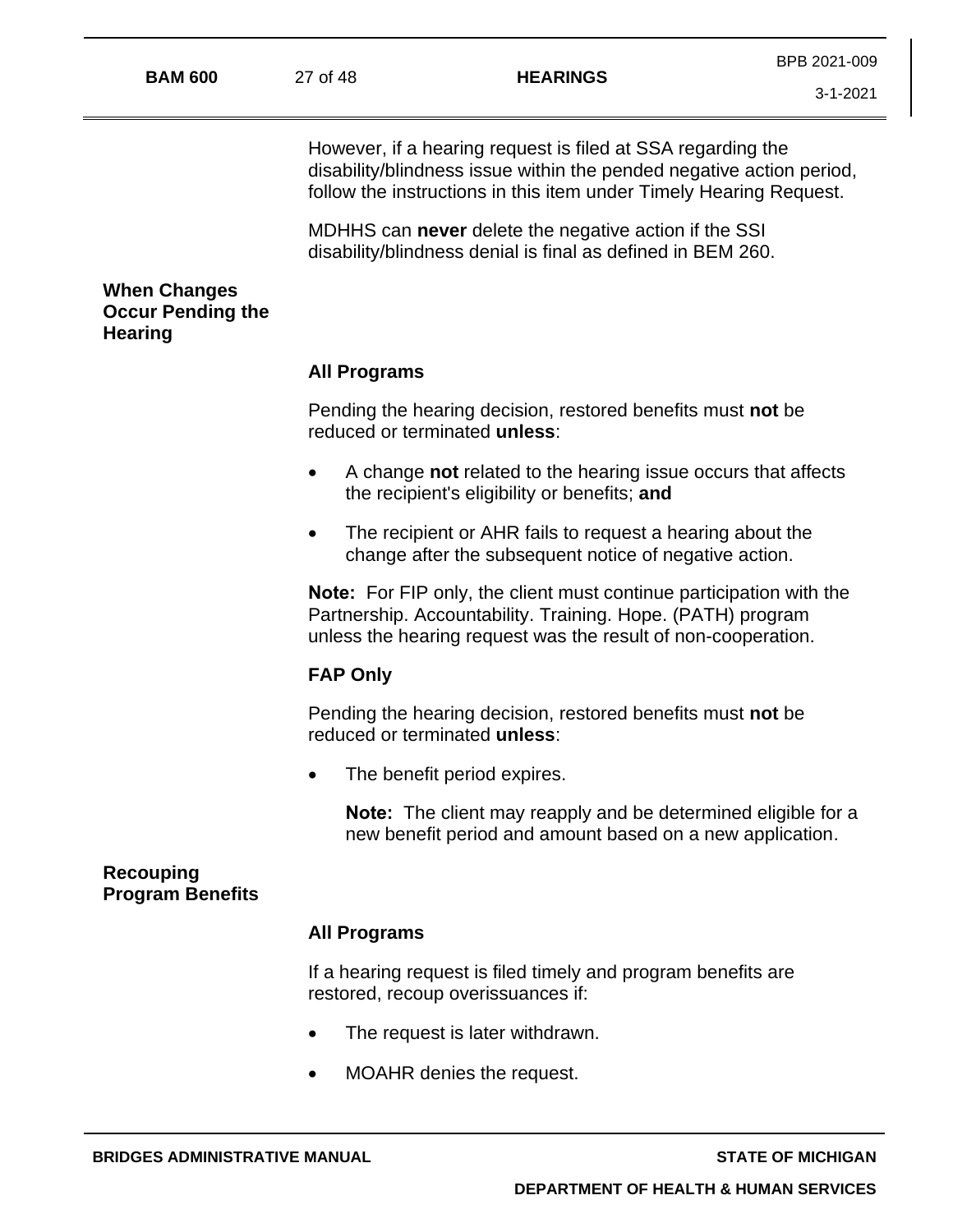However, if a hearing request is filed at SSA regarding the disability/blindness issue within the pended negative action period, follow the instructions in this item under Timely Hearing Request.

MDHHS can **never** delete the negative action if the SSI disability/blindness denial is final as defined in BEM 260.

## When Changes Occur Pending the Hearing

### All Programs

Pending the hearing decision, restored benefits must **not** be reduced or terminated **unless**:

- A change **not** related to the hearing issue occurs that affects the recipient's eligibility or benefits; **and**
- The recipient or AHR fails to request a hearing about the change after the subsequent notice of negative action.

**Note:** For FIP only, the client must continue participation with the Partnership. Accountability. Training. Hope. (PATH) program unless the hearing request was the result of non-cooperation.

### FAP Only

Pending the hearing decision, restored benefits must **not** be reduced or terminated **unless**:

- The benefit period expires.

  **Note:** The client may reapply and be determined eligible for a new benefit period and amount based on a new application.

## Recouping Program Benefits

### All Programs

If a hearing request is filed timely and program benefits are restored, recoup overissuances if:

- The request is later withdrawn.
- MOAHR denies the request.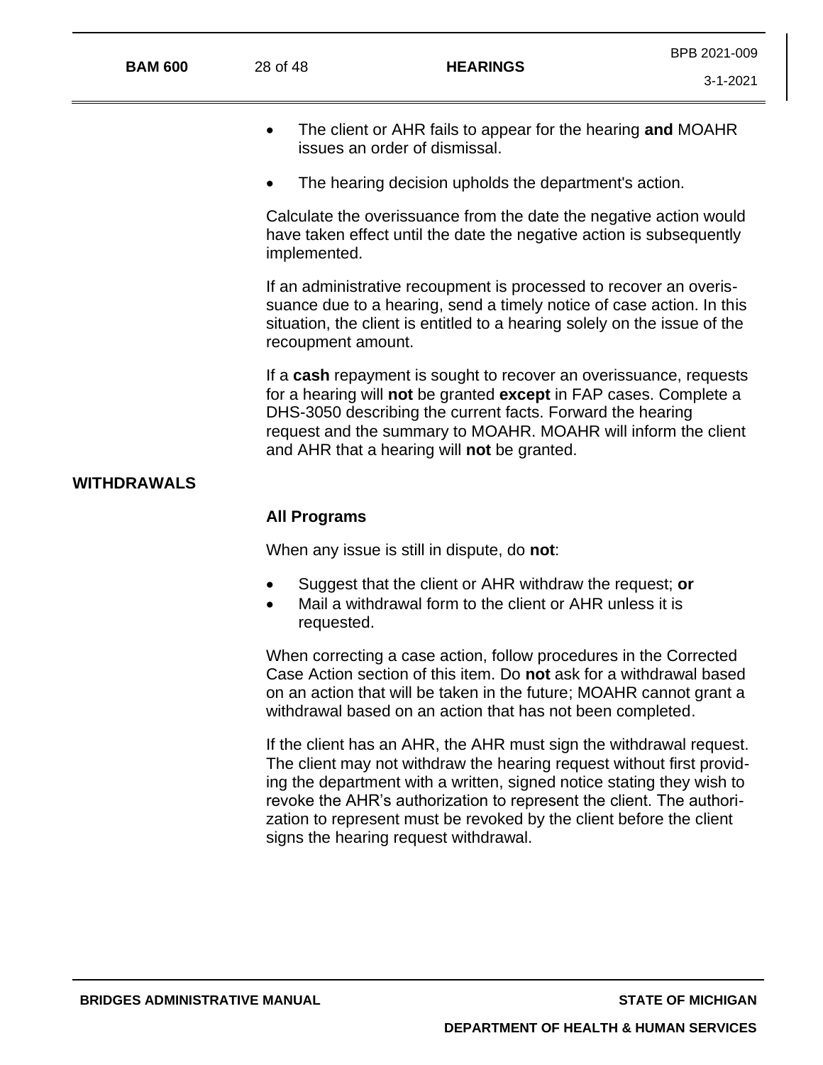- The client or AHR fails to appear for the hearing **and** MOAHR issues an order of dismissal.
- The hearing decision upholds the department's action.

Calculate the overissuance from the date the negative action would have taken effect until the date the negative action is subsequently implemented.

If an administrative recoupment is processed to recover an overissuance due to a hearing, send a timely notice of case action. In this situation, the client is entitled to a hearing solely on the issue of the recoupment amount.

If a **cash** repayment is sought to recover an overissuance, requests for a hearing will **not** be granted **except** in FAP cases. Complete a DHS-3050 describing the current facts. Forward the hearing request and the summary to MOAHR. MOAHR will inform the client and AHR that a hearing will **not** be granted.

## WITHDRAWALS

### All Programs

When any issue is still in dispute, do **not**:

- Suggest that the client or AHR withdraw the request; **or**
- Mail a withdrawal form to the client or AHR unless it is requested.

When correcting a case action, follow procedures in the Corrected Case Action section of this item. Do **not** ask for a withdrawal based on an action that will be taken in the future; MOAHR cannot grant a withdrawal based on an action that has not been completed.

If the client has an AHR, the AHR must sign the withdrawal request. The client may not withdraw the hearing request without first providing the department with a written, signed notice stating they wish to revoke the AHR's authorization to represent the client. The authorization to represent must be revoked by the client before the client signs the hearing request withdrawal.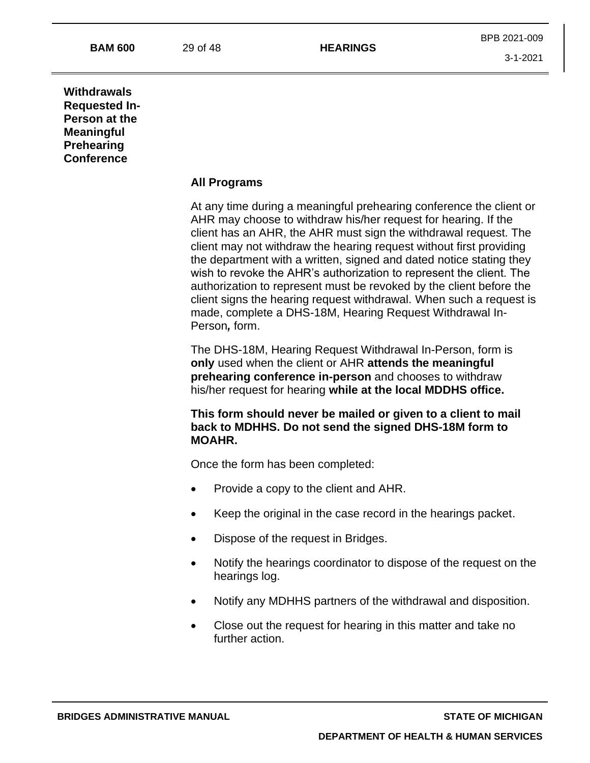## Withdrawals Requested In-Person at the Meaningful Prehearing Conference

### All Programs

At any time during a meaningful prehearing conference the client or AHR may choose to withdraw his/her request for hearing. If the client has an AHR, the AHR must sign the withdrawal request. The client may not withdraw the hearing request without first providing the department with a written, signed and dated notice stating they wish to revoke the AHR's authorization to represent the client. The authorization to represent must be revoked by the client before the client signs the hearing request withdrawal. When such a request is made, complete a DHS-18M, Hearing Request Withdrawal In-Person*,* form.

The DHS-18M, Hearing Request Withdrawal In-Person, form is **only** used when the client or AHR **attends the meaningful prehearing conference in-person** and chooses to withdraw his/her request for hearing **while at the local MDDHS office.**

**This form should never be mailed or given to a client to mail back to MDHHS. Do not send the signed DHS-18M form to MOAHR.**

Once the form has been completed:

- Provide a copy to the client and AHR.
- Keep the original in the case record in the hearings packet.
- Dispose of the request in Bridges.
- Notify the hearings coordinator to dispose of the request on the hearings log.
- Notify any MDHHS partners of the withdrawal and disposition.
- Close out the request for hearing in this matter and take no further action.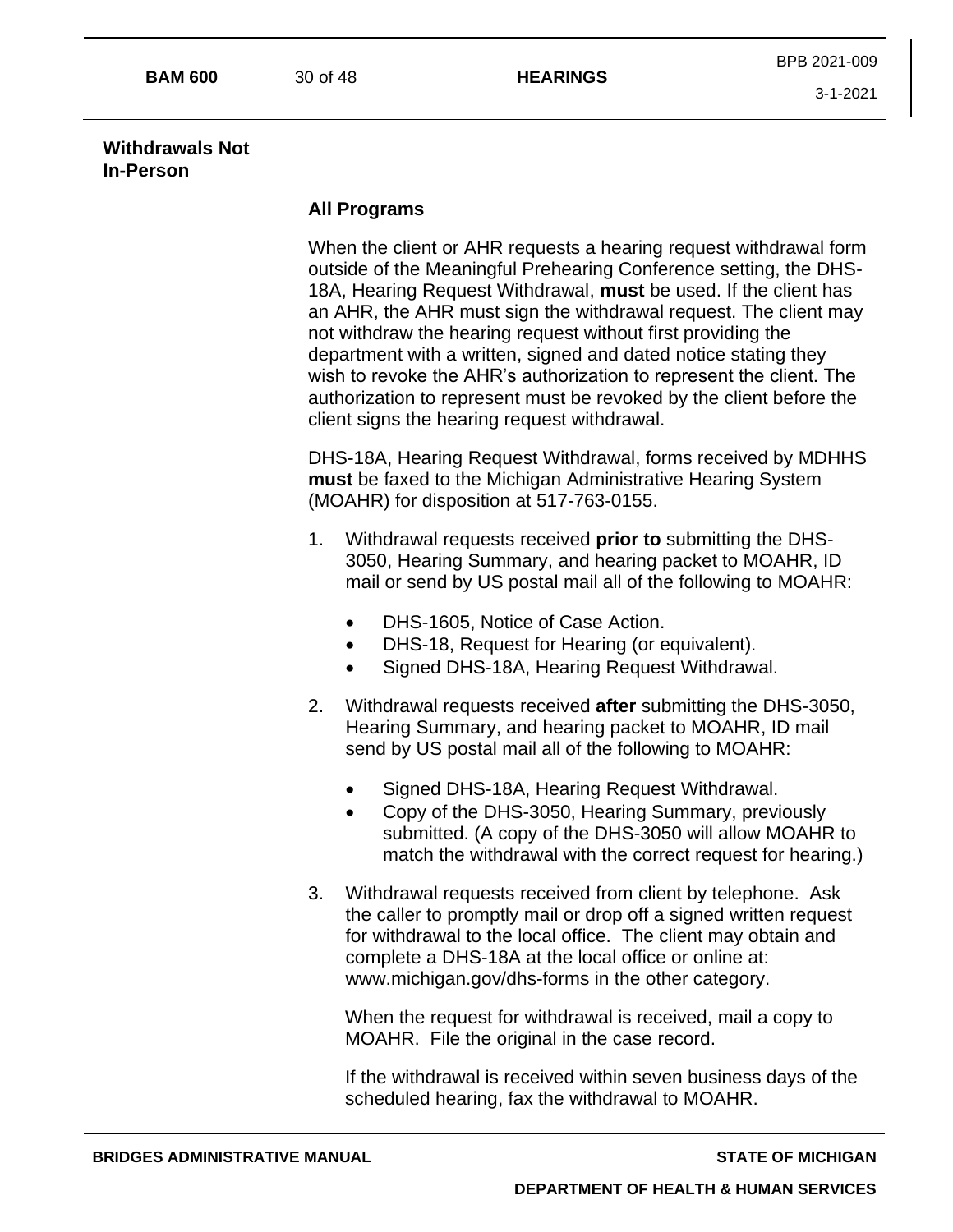## Withdrawals Not In-Person

### All Programs

When the client or AHR requests a hearing request withdrawal form outside of the Meaningful Prehearing Conference setting, the DHS-18A, Hearing Request Withdrawal, **must** be used. If the client has an AHR, the AHR must sign the withdrawal request. The client may not withdraw the hearing request without first providing the department with a written, signed and dated notice stating they wish to revoke the AHR's authorization to represent the client. The authorization to represent must be revoked by the client before the client signs the hearing request withdrawal.

DHS-18A, Hearing Request Withdrawal, forms received by MDHHS **must** be faxed to the Michigan Administrative Hearing System (MOAHR) for disposition at 517-763-0155.

1. Withdrawal requests received **prior to** submitting the DHS-3050, Hearing Summary, and hearing packet to MOAHR, ID mail or send by US postal mail all of the following to MOAHR:

   - DHS-1605, Notice of Case Action.
   - DHS-18, Request for Hearing (or equivalent).
   - Signed DHS-18A, Hearing Request Withdrawal.

2. Withdrawal requests received **after** submitting the DHS-3050, Hearing Summary, and hearing packet to MOAHR, ID mail send by US postal mail all of the following to MOAHR:

   - Signed DHS-18A, Hearing Request Withdrawal.
   - Copy of the DHS-3050, Hearing Summary, previously submitted. (A copy of the DHS-3050 will allow MOAHR to match the withdrawal with the correct request for hearing.)

3. Withdrawal requests received from client by telephone. Ask the caller to promptly mail or drop off a signed written request for withdrawal to the local office. The client may obtain and complete a DHS-18A at the local office or online at: www.michigan.gov/dhs-forms in the other category.

   When the request for withdrawal is received, mail a copy to MOAHR. File the original in the case record.

   If the withdrawal is received within seven business days of the scheduled hearing, fax the withdrawal to MOAHR.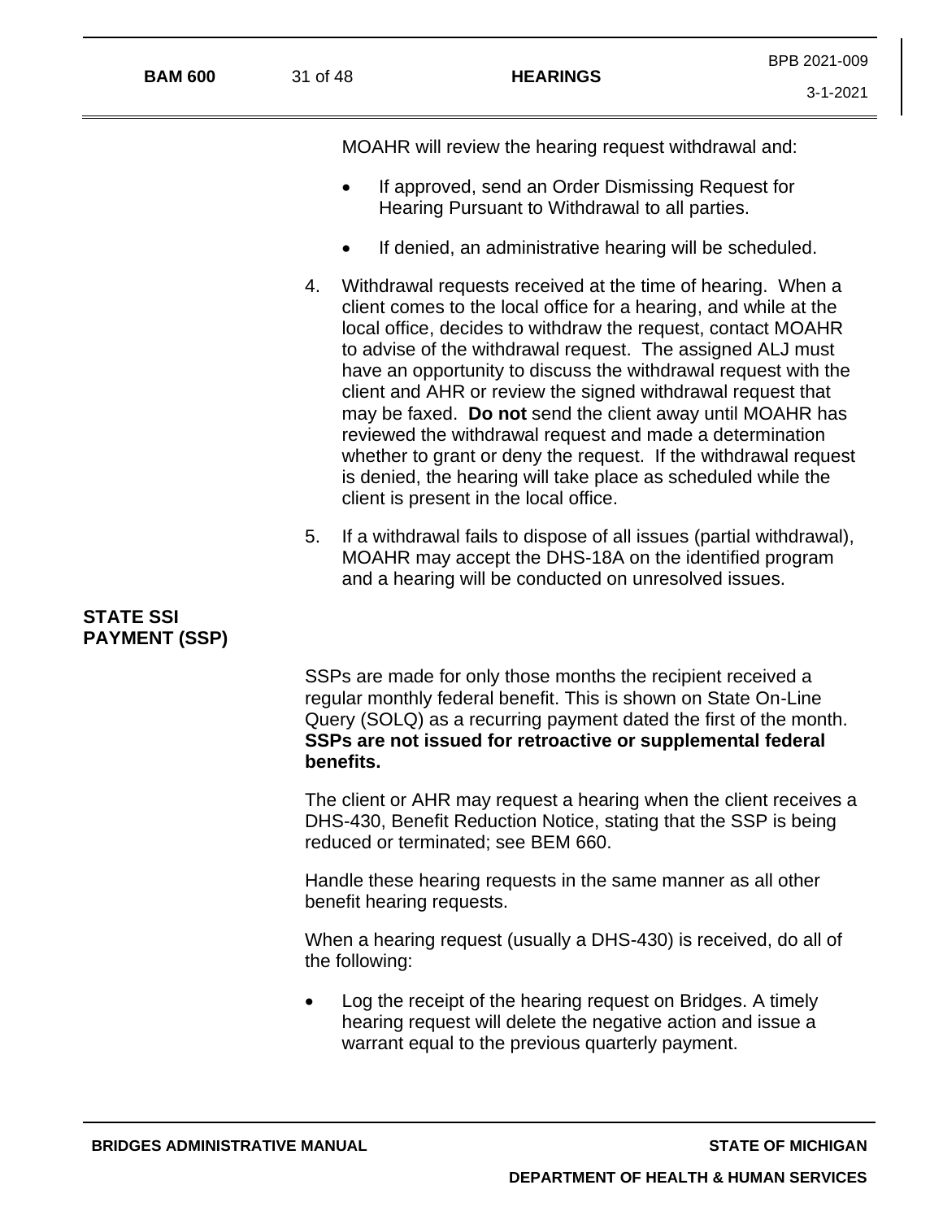MOAHR will review the hearing request withdrawal and:

- If approved, send an Order Dismissing Request for Hearing Pursuant to Withdrawal to all parties.
- If denied, an administrative hearing will be scheduled.

4. Withdrawal requests received at the time of hearing. When a client comes to the local office for a hearing, and while at the local office, decides to withdraw the request, contact MOAHR to advise of the withdrawal request. The assigned ALJ must have an opportunity to discuss the withdrawal request with the client and AHR or review the signed withdrawal request that may be faxed. **Do not** send the client away until MOAHR has reviewed the withdrawal request and made a determination whether to grant or deny the request. If the withdrawal request is denied, the hearing will take place as scheduled while the client is present in the local office.

5. If a withdrawal fails to dispose of all issues (partial withdrawal), MOAHR may accept the DHS-18A on the identified program and a hearing will be conducted on unresolved issues.

## STATE SSI PAYMENT (SSP)

SSPs are made for only those months the recipient received a regular monthly federal benefit. This is shown on State On-Line Query (SOLQ) as a recurring payment dated the first of the month. **SSPs are not issued for retroactive or supplemental federal benefits.**

The client or AHR may request a hearing when the client receives a DHS-430, Benefit Reduction Notice, stating that the SSP is being reduced or terminated; see BEM 660.

Handle these hearing requests in the same manner as all other benefit hearing requests.

When a hearing request (usually a DHS-430) is received, do all of the following:

- Log the receipt of the hearing request on Bridges. A timely hearing request will delete the negative action and issue a warrant equal to the previous quarterly payment.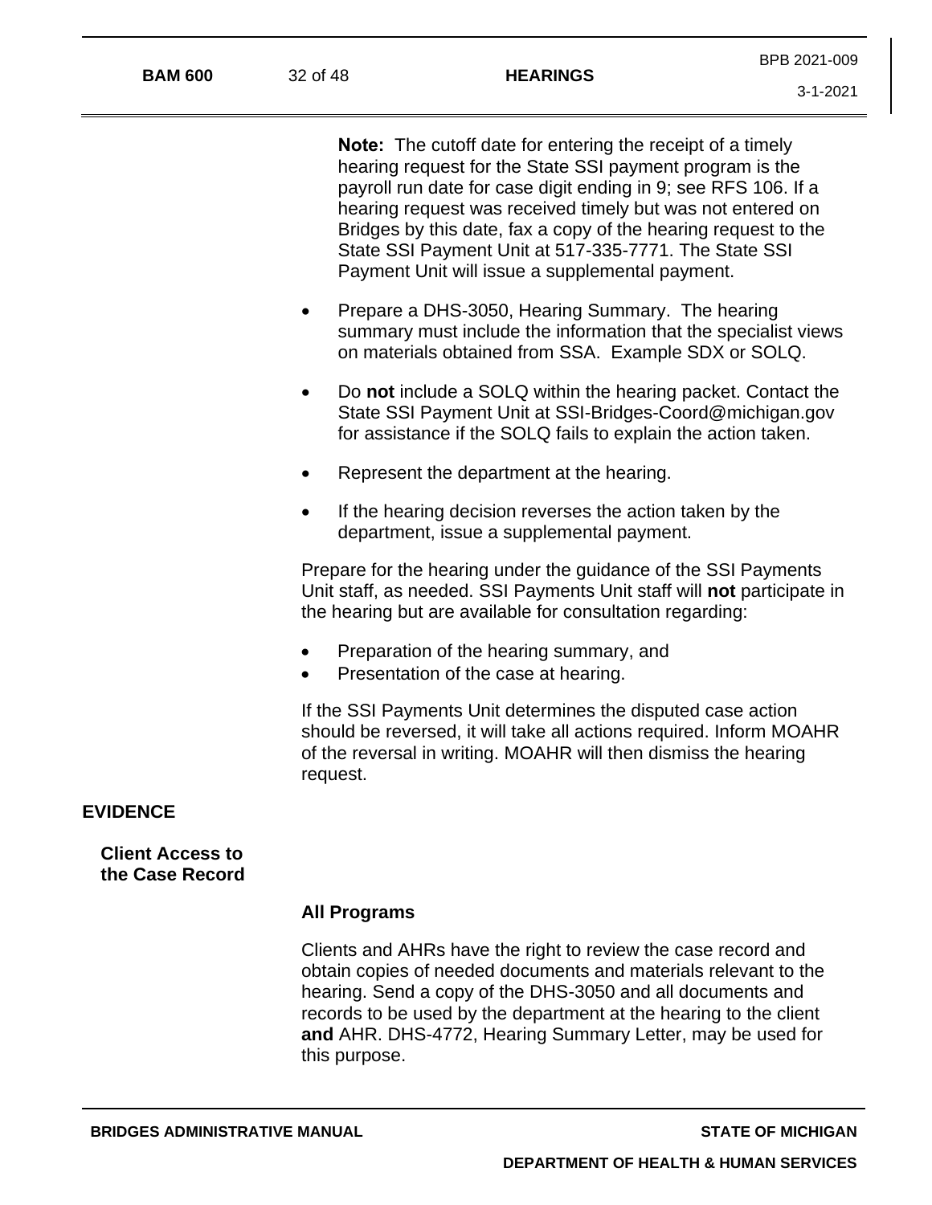**Note:** The cutoff date for entering the receipt of a timely hearing request for the State SSI payment program is the payroll run date for case digit ending in 9; see RFS 106. If a hearing request was received timely but was not entered on Bridges by this date, fax a copy of the hearing request to the State SSI Payment Unit at 517-335-7771. The State SSI Payment Unit will issue a supplemental payment.

- Prepare a DHS-3050, Hearing Summary. The hearing summary must include the information that the specialist views on materials obtained from SSA. Example SDX or SOLQ.
- Do **not** include a SOLQ within the hearing packet. Contact the State SSI Payment Unit at SSI-Bridges-Coord@michigan.gov for assistance if the SOLQ fails to explain the action taken.
- Represent the department at the hearing.
- If the hearing decision reverses the action taken by the department, issue a supplemental payment.

Prepare for the hearing under the guidance of the SSI Payments Unit staff, as needed. SSI Payments Unit staff will **not** participate in the hearing but are available for consultation regarding:

- Preparation of the hearing summary, and
- Presentation of the case at hearing.

If the SSI Payments Unit determines the disputed case action should be reversed, it will take all actions required. Inform MOAHR of the reversal in writing. MOAHR will then dismiss the hearing request.

## EVIDENCE

### Client Access to the Case Record

**All Programs**

Clients and AHRs have the right to review the case record and obtain copies of needed documents and materials relevant to the hearing. Send a copy of the DHS-3050 and all documents and records to be used by the department at the hearing to the client **and** AHR. DHS-4772, Hearing Summary Letter, may be used for this purpose.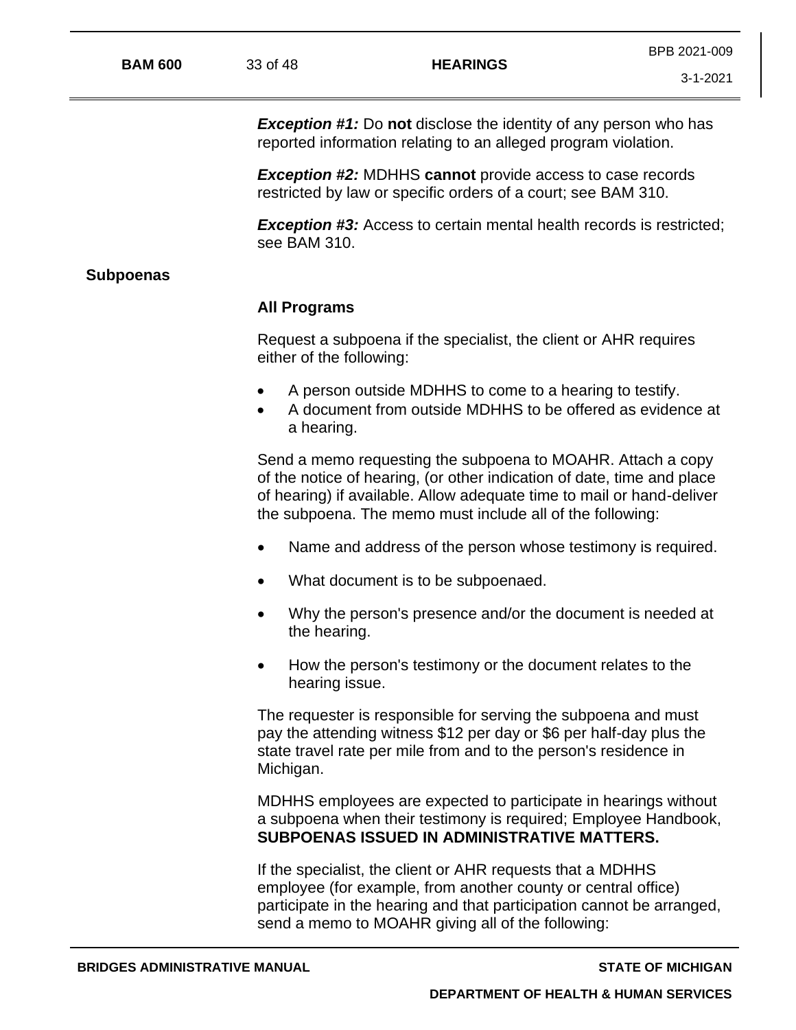***Exception #1:*** Do **not** disclose the identity of any person who has reported information relating to an alleged program violation.

***Exception #2:*** MDHHS **cannot** provide access to case records restricted by law or specific orders of a court; see BAM 310.

***Exception #3:*** Access to certain mental health records is restricted; see BAM 310.

## Subpoenas

### All Programs

Request a subpoena if the specialist, the client or AHR requires either of the following:

- A person outside MDHHS to come to a hearing to testify.
- A document from outside MDHHS to be offered as evidence at a hearing.

Send a memo requesting the subpoena to MOAHR. Attach a copy of the notice of hearing, (or other indication of date, time and place of hearing) if available. Allow adequate time to mail or hand-deliver the subpoena. The memo must include all of the following:

- Name and address of the person whose testimony is required.
- What document is to be subpoenaed.
- Why the person's presence and/or the document is needed at the hearing.
- How the person's testimony or the document relates to the hearing issue.

The requester is responsible for serving the subpoena and must pay the attending witness $12 per day or $6 per half-day plus the state travel rate per mile from and to the person's residence in Michigan.

MDHHS employees are expected to participate in hearings without a subpoena when their testimony is required; Employee Handbook, **SUBPOENAS ISSUED IN ADMINISTRATIVE MATTERS.**

If the specialist, the client or AHR requests that a MDHHS employee (for example, from another county or central office) participate in the hearing and that participation cannot be arranged, send a memo to MOAHR giving all of the following: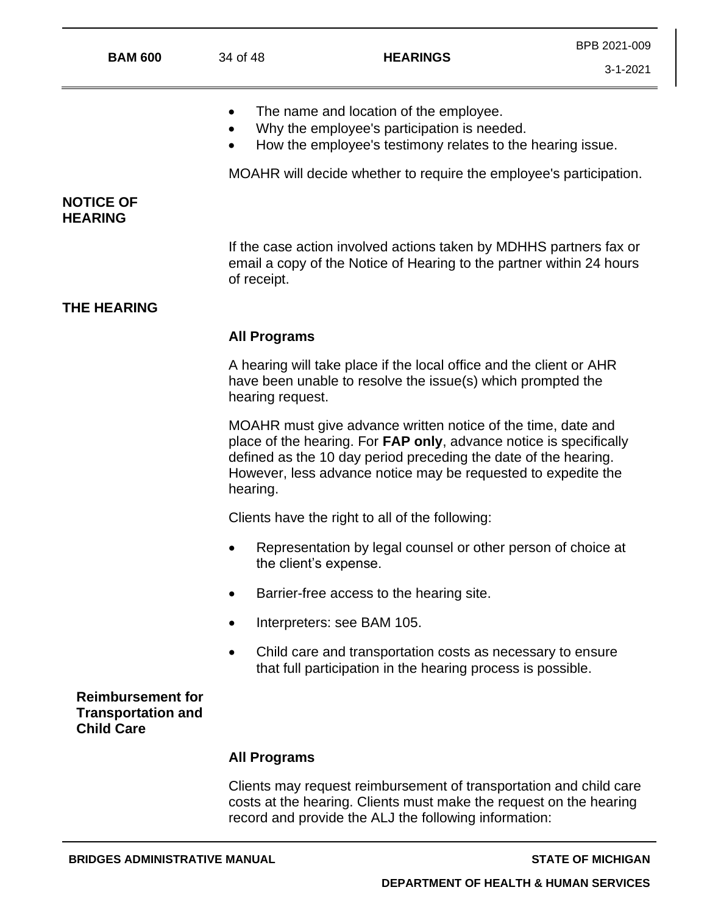- The name and location of the employee.
- Why the employee's participation is needed.
- How the employee's testimony relates to the hearing issue.

MOAHR will decide whether to require the employee's participation.

## NOTICE OF HEARING

If the case action involved actions taken by MDHHS partners fax or email a copy of the Notice of Hearing to the partner within 24 hours of receipt.

## THE HEARING

**All Programs**

A hearing will take place if the local office and the client or AHR have been unable to resolve the issue(s) which prompted the hearing request.

MOAHR must give advance written notice of the time, date and place of the hearing. For **FAP only**, advance notice is specifically defined as the 10 day period preceding the date of the hearing. However, less advance notice may be requested to expedite the hearing.

Clients have the right to all of the following:

- Representation by legal counsel or other person of choice at the client's expense.
- Barrier-free access to the hearing site.
- Interpreters: see BAM 105.
- Child care and transportation costs as necessary to ensure that full participation in the hearing process is possible.

### Reimbursement for Transportation and Child Care

**All Programs**

Clients may request reimbursement of transportation and child care costs at the hearing. Clients must make the request on the hearing record and provide the ALJ the following information: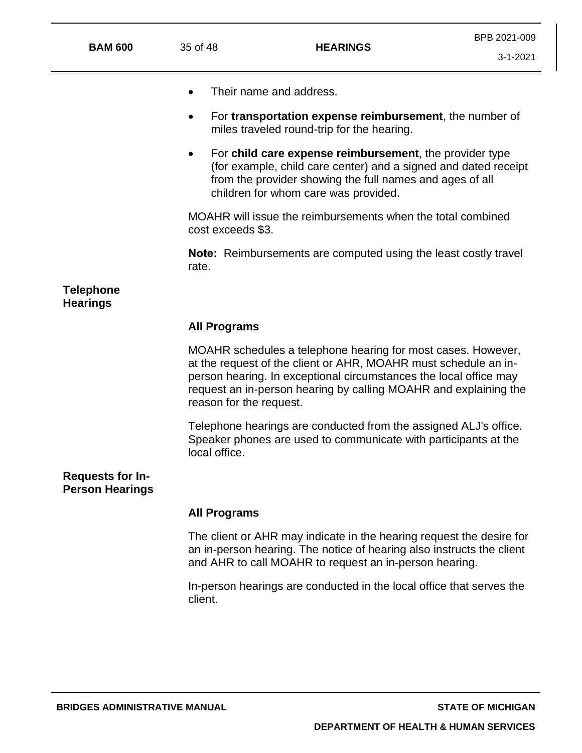- Their name and address.
- For **transportation expense reimbursement**, the number of miles traveled round-trip for the hearing.
- For **child care expense reimbursement**, the provider type (for example, child care center) and a signed and dated receipt from the provider showing the full names and ages of all children for whom care was provided.

MOAHR will issue the reimbursements when the total combined cost exceeds $3.

**Note:** Reimbursements are computed using the least costly travel rate.

## Telephone Hearings

**All Programs**

MOAHR schedules a telephone hearing for most cases. However, at the request of the client or AHR, MOAHR must schedule an in-person hearing. In exceptional circumstances the local office may request an in-person hearing by calling MOAHR and explaining the reason for the request.

Telephone hearings are conducted from the assigned ALJ's office. Speaker phones are used to communicate with participants at the local office.

## Requests for In-Person Hearings

**All Programs**

The client or AHR may indicate in the hearing request the desire for an in-person hearing. The notice of hearing also instructs the client and AHR to call MOAHR to request an in-person hearing.

In-person hearings are conducted in the local office that serves the client.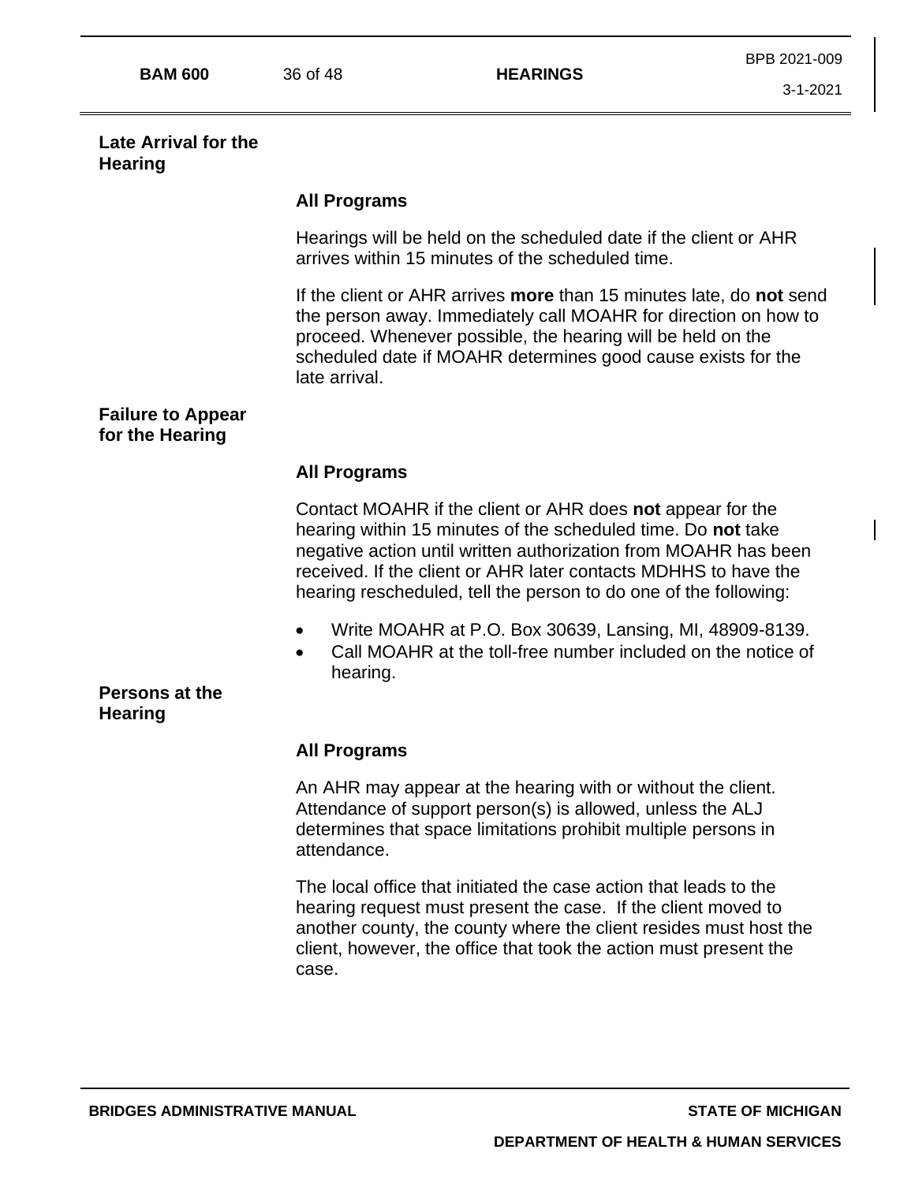## Late Arrival for the Hearing

### All Programs

Hearings will be held on the scheduled date if the client or AHR arrives within 15 minutes of the scheduled time.

If the client or AHR arrives **more** than 15 minutes late, do **not** send the person away. Immediately call MOAHR for direction on how to proceed. Whenever possible, the hearing will be held on the scheduled date if MOAHR determines good cause exists for the late arrival.

## Failure to Appear for the Hearing

### All Programs

Contact MOAHR if the client or AHR does **not** appear for the hearing within 15 minutes of the scheduled time. Do **not** take negative action until written authorization from MOAHR has been received. If the client or AHR later contacts MDHHS to have the hearing rescheduled, tell the person to do one of the following:

- Write MOAHR at P.O. Box 30639, Lansing, MI, 48909-8139.
- Call MOAHR at the toll-free number included on the notice of hearing.

## Persons at the Hearing

### All Programs

An AHR may appear at the hearing with or without the client. Attendance of support person(s) is allowed, unless the ALJ determines that space limitations prohibit multiple persons in attendance.

The local office that initiated the case action that leads to the hearing request must present the case. If the client moved to another county, the county where the client resides must host the client, however, the office that took the action must present the case.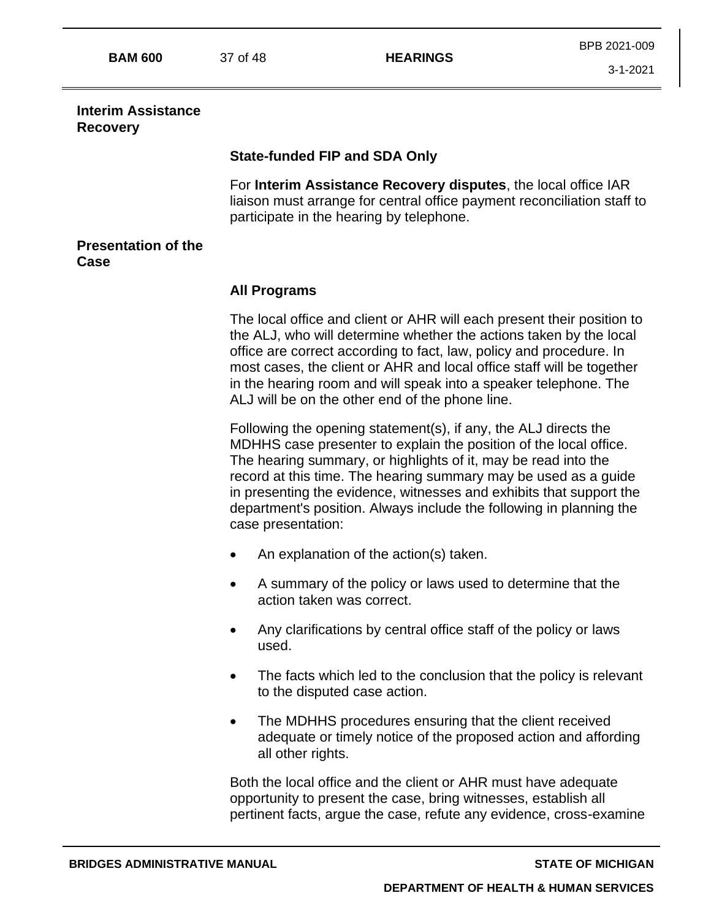## Interim Assistance Recovery

### State-funded FIP and SDA Only

For **Interim Assistance Recovery disputes**, the local office IAR liaison must arrange for central office payment reconciliation staff to participate in the hearing by telephone.

## Presentation of the Case

### All Programs

The local office and client or AHR will each present their position to the ALJ, who will determine whether the actions taken by the local office are correct according to fact, law, policy and procedure. In most cases, the client or AHR and local office staff will be together in the hearing room and will speak into a speaker telephone. The ALJ will be on the other end of the phone line.

Following the opening statement(s), if any, the ALJ directs the MDHHS case presenter to explain the position of the local office. The hearing summary, or highlights of it, may be read into the record at this time. The hearing summary may be used as a guide in presenting the evidence, witnesses and exhibits that support the department's position. Always include the following in planning the case presentation:

- An explanation of the action(s) taken.
- A summary of the policy or laws used to determine that the action taken was correct.
- Any clarifications by central office staff of the policy or laws used.
- The facts which led to the conclusion that the policy is relevant to the disputed case action.
- The MDHHS procedures ensuring that the client received adequate or timely notice of the proposed action and affording all other rights.

Both the local office and the client or AHR must have adequate opportunity to present the case, bring witnesses, establish all pertinent facts, argue the case, refute any evidence, cross-examine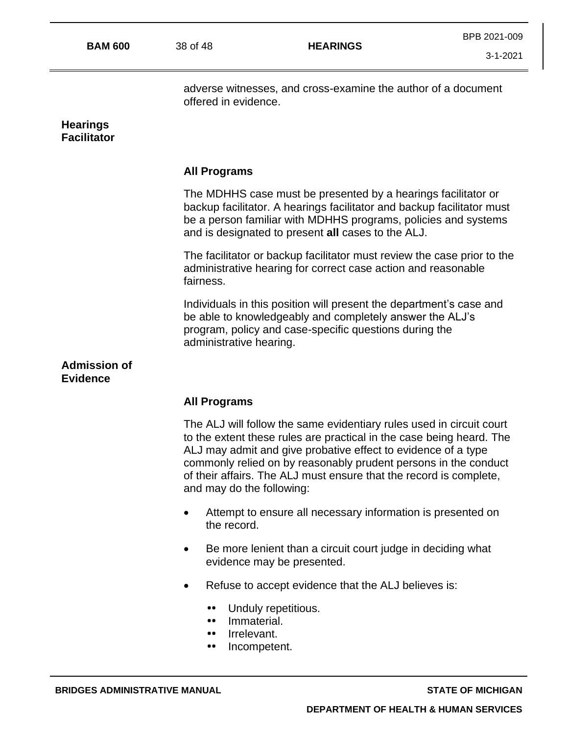adverse witnesses, and cross-examine the author of a document offered in evidence.

## Hearings Facilitator

### All Programs

The MDHHS case must be presented by a hearings facilitator or backup facilitator. A hearings facilitator and backup facilitator must be a person familiar with MDHHS programs, policies and systems and is designated to present **all** cases to the ALJ.

The facilitator or backup facilitator must review the case prior to the administrative hearing for correct case action and reasonable fairness.

Individuals in this position will present the department's case and be able to knowledgeably and completely answer the ALJ's program, policy and case-specific questions during the administrative hearing.

## Admission of Evidence

### All Programs

The ALJ will follow the same evidentiary rules used in circuit court to the extent these rules are practical in the case being heard. The ALJ may admit and give probative effect to evidence of a type commonly relied on by reasonably prudent persons in the conduct of their affairs. The ALJ must ensure that the record is complete, and may do the following:

- Attempt to ensure all necessary information is presented on the record.
- Be more lenient than a circuit court judge in deciding what evidence may be presented.
- Refuse to accept evidence that the ALJ believes is:
  - Unduly repetitious.
  - Immaterial.
  - Irrelevant.
  - Incompetent.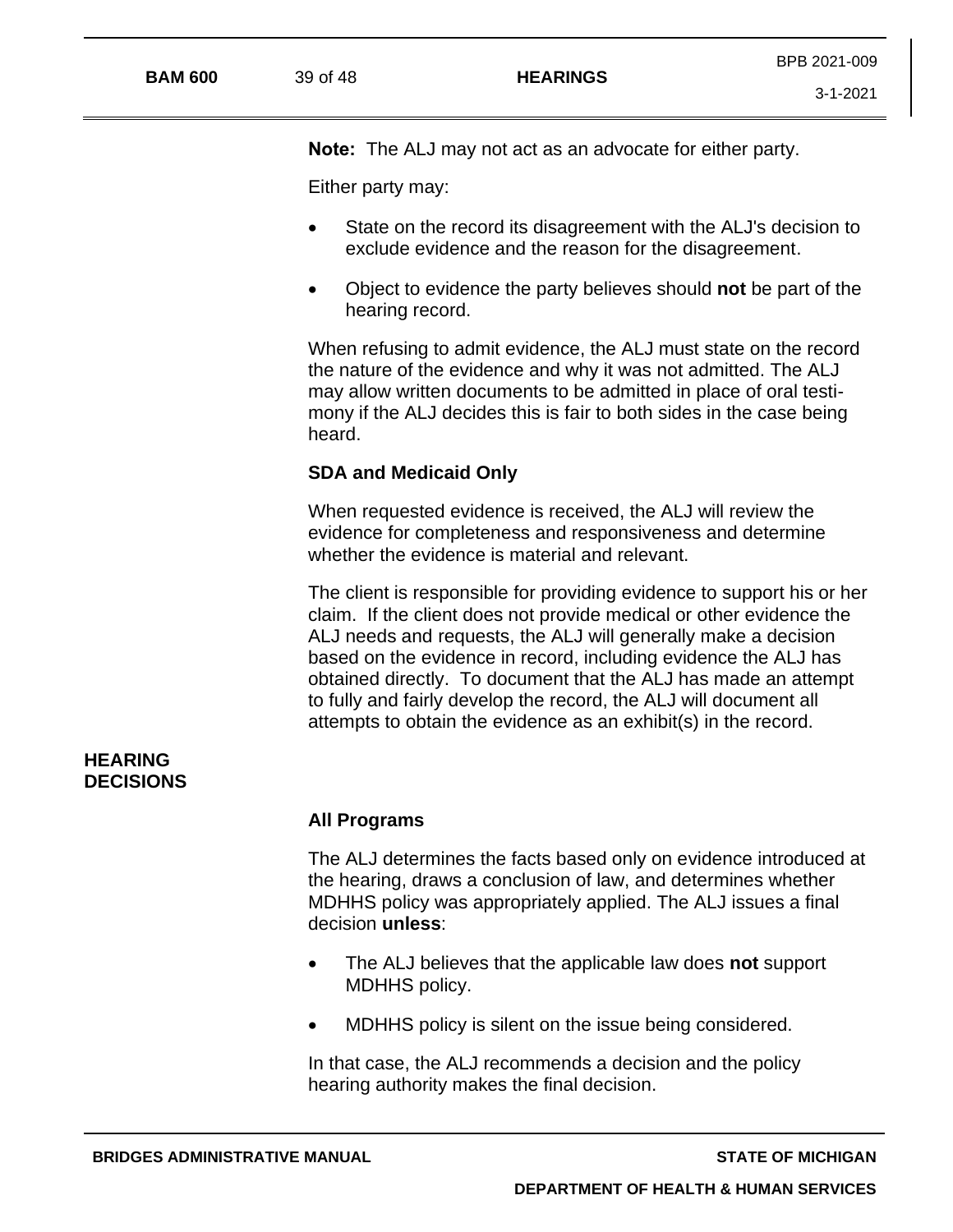**Note:** The ALJ may not act as an advocate for either party.

Either party may:

- State on the record its disagreement with the ALJ's decision to exclude evidence and the reason for the disagreement.
- Object to evidence the party believes should **not** be part of the hearing record.

When refusing to admit evidence, the ALJ must state on the record the nature of the evidence and why it was not admitted. The ALJ may allow written documents to be admitted in place of oral testimony if the ALJ decides this is fair to both sides in the case being heard.

### SDA and Medicaid Only

When requested evidence is received, the ALJ will review the evidence for completeness and responsiveness and determine whether the evidence is material and relevant.

The client is responsible for providing evidence to support his or her claim. If the client does not provide medical or other evidence the ALJ needs and requests, the ALJ will generally make a decision based on the evidence in record, including evidence the ALJ has obtained directly. To document that the ALJ has made an attempt to fully and fairly develop the record, the ALJ will document all attempts to obtain the evidence as an exhibit(s) in the record.

## HEARING DECISIONS

### All Programs

The ALJ determines the facts based only on evidence introduced at the hearing, draws a conclusion of law, and determines whether MDHHS policy was appropriately applied. The ALJ issues a final decision **unless**:

- The ALJ believes that the applicable law does **not** support MDHHS policy.
- MDHHS policy is silent on the issue being considered.

In that case, the ALJ recommends a decision and the policy hearing authority makes the final decision.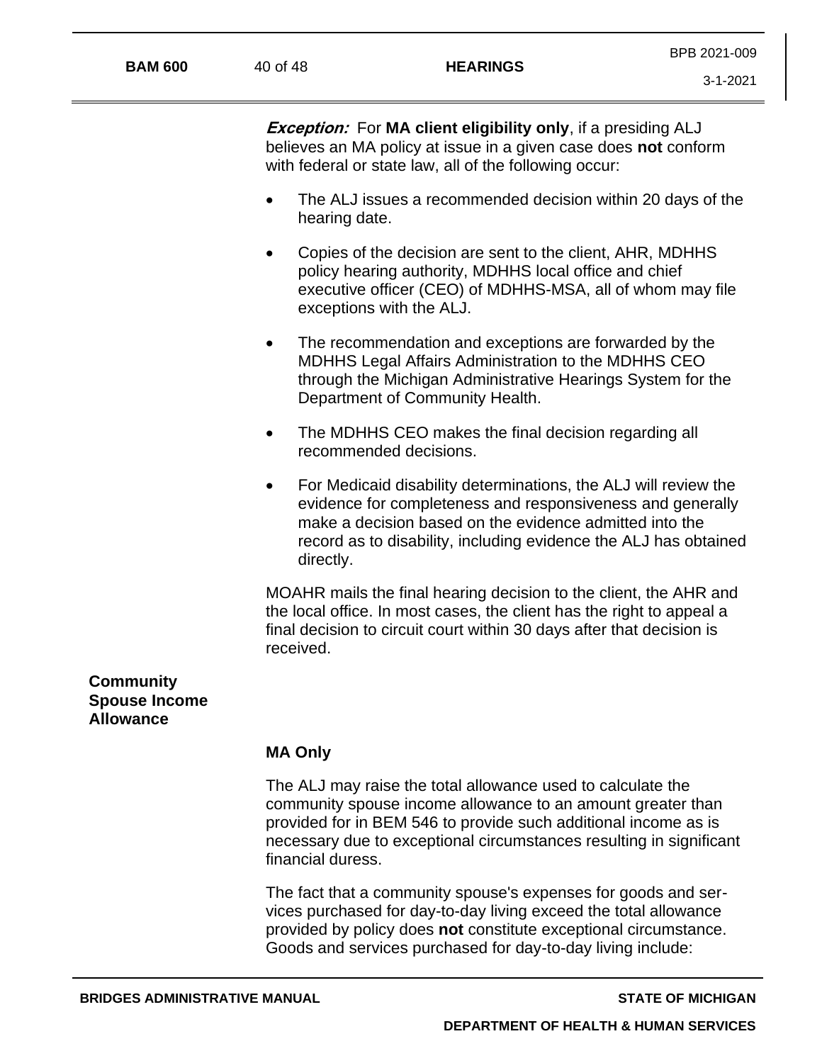***Exception:*** For **MA client eligibility only**, if a presiding ALJ believes an MA policy at issue in a given case does **not** conform with federal or state law, all of the following occur:

- The ALJ issues a recommended decision within 20 days of the hearing date.
- Copies of the decision are sent to the client, AHR, MDHHS policy hearing authority, MDHHS local office and chief executive officer (CEO) of MDHHS-MSA, all of whom may file exceptions with the ALJ.
- The recommendation and exceptions are forwarded by the MDHHS Legal Affairs Administration to the MDHHS CEO through the Michigan Administrative Hearings System for the Department of Community Health.
- The MDHHS CEO makes the final decision regarding all recommended decisions.
- For Medicaid disability determinations, the ALJ will review the evidence for completeness and responsiveness and generally make a decision based on the evidence admitted into the record as to disability, including evidence the ALJ has obtained directly.

MOAHR mails the final hearing decision to the client, the AHR and the local office. In most cases, the client has the right to appeal a final decision to circuit court within 30 days after that decision is received.

## Community Spouse Income Allowance

**MA Only**

The ALJ may raise the total allowance used to calculate the community spouse income allowance to an amount greater than provided for in BEM 546 to provide such additional income as is necessary due to exceptional circumstances resulting in significant financial duress.

The fact that a community spouse's expenses for goods and services purchased for day-to-day living exceed the total allowance provided by policy does **not** constitute exceptional circumstance. Goods and services purchased for day-to-day living include: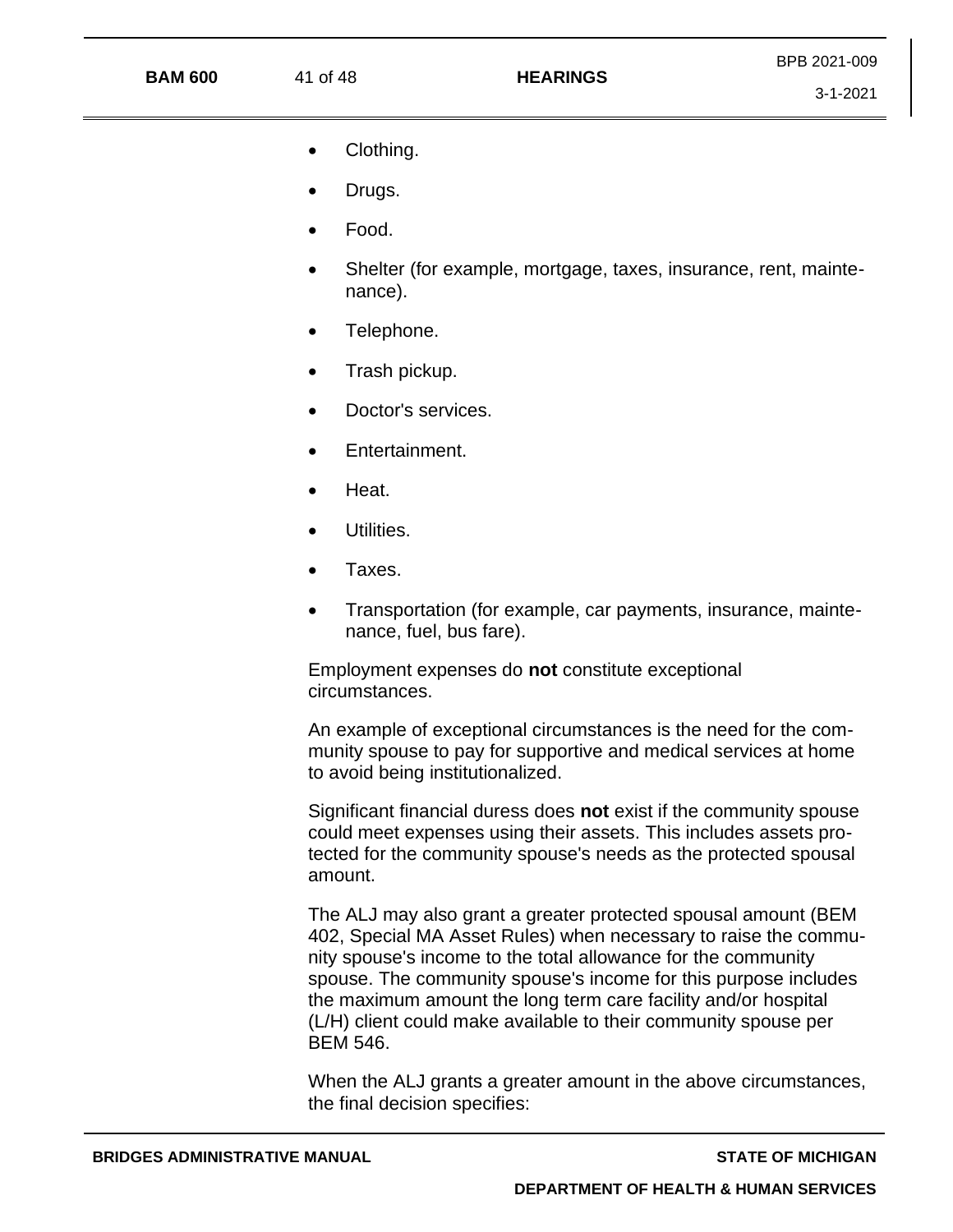- Clothing.
- Drugs.
- Food.
- Shelter (for example, mortgage, taxes, insurance, rent, maintenance).
- Telephone.
- Trash pickup.
- Doctor's services.
- Entertainment.
- Heat.
- Utilities.
- Taxes.
- Transportation (for example, car payments, insurance, maintenance, fuel, bus fare).

Employment expenses do **not** constitute exceptional circumstances.

An example of exceptional circumstances is the need for the community spouse to pay for supportive and medical services at home to avoid being institutionalized.

Significant financial duress does **not** exist if the community spouse could meet expenses using their assets. This includes assets protected for the community spouse's needs as the protected spousal amount.

The ALJ may also grant a greater protected spousal amount (BEM 402, Special MA Asset Rules) when necessary to raise the community spouse's income to the total allowance for the community spouse. The community spouse's income for this purpose includes the maximum amount the long term care facility and/or hospital (L/H) client could make available to their community spouse per BEM 546.

When the ALJ grants a greater amount in the above circumstances, the final decision specifies: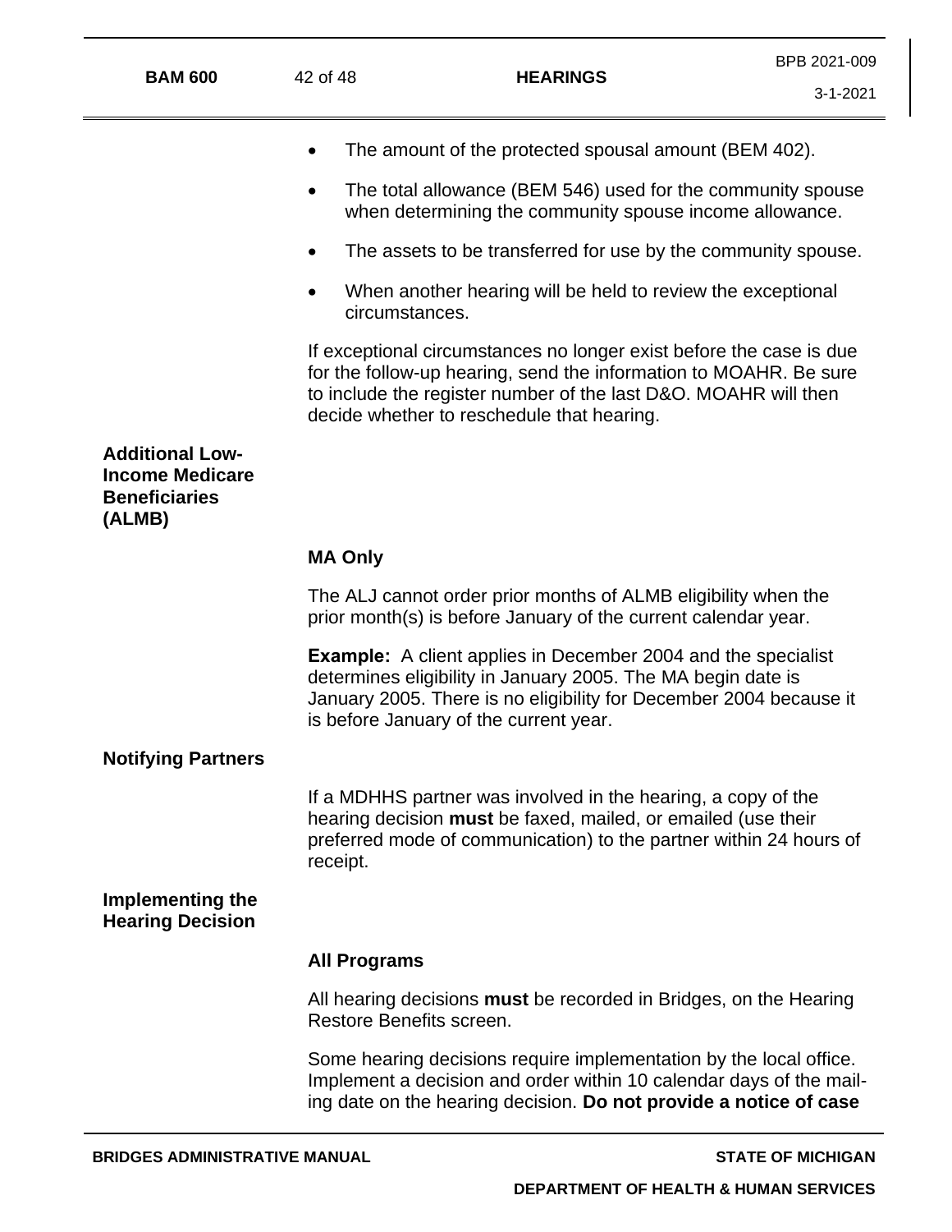- The amount of the protected spousal amount (BEM 402).
- The total allowance (BEM 546) used for the community spouse when determining the community spouse income allowance.
- The assets to be transferred for use by the community spouse.
- When another hearing will be held to review the exceptional circumstances.

If exceptional circumstances no longer exist before the case is due for the follow-up hearing, send the information to MOAHR. Be sure to include the register number of the last D&O. MOAHR will then decide whether to reschedule that hearing.

## Additional Low-Income Medicare Beneficiaries (ALMB)

### MA Only

The ALJ cannot order prior months of ALMB eligibility when the prior month(s) is before January of the current calendar year.

**Example:** A client applies in December 2004 and the specialist determines eligibility in January 2005. The MA begin date is January 2005. There is no eligibility for December 2004 because it is before January of the current year.

## Notifying Partners

If a MDHHS partner was involved in the hearing, a copy of the hearing decision **must** be faxed, mailed, or emailed (use their preferred mode of communication) to the partner within 24 hours of receipt.

## Implementing the Hearing Decision

### All Programs

All hearing decisions **must** be recorded in Bridges, on the Hearing Restore Benefits screen.

Some hearing decisions require implementation by the local office. Implement a decision and order within 10 calendar days of the mailing date on the hearing decision. **Do not provide a notice of case**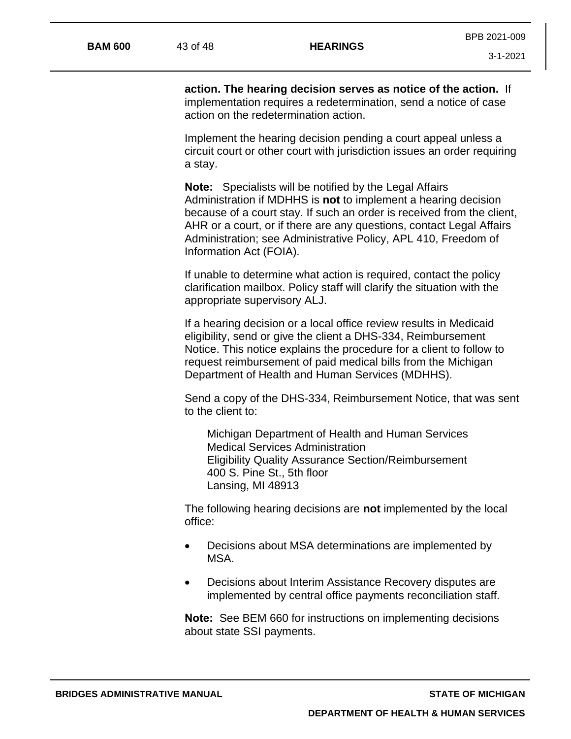**action. The hearing decision serves as notice of the action.** If implementation requires a redetermination, send a notice of case action on the redetermination action.

Implement the hearing decision pending a court appeal unless a circuit court or other court with jurisdiction issues an order requiring a stay.

**Note:** Specialists will be notified by the Legal Affairs Administration if MDHHS is **not** to implement a hearing decision because of a court stay. If such an order is received from the client, AHR or a court, or if there are any questions, contact Legal Affairs Administration; see Administrative Policy, APL 410, Freedom of Information Act (FOIA).

If unable to determine what action is required, contact the policy clarification mailbox. Policy staff will clarify the situation with the appropriate supervisory ALJ.

If a hearing decision or a local office review results in Medicaid eligibility, send or give the client a DHS-334, Reimbursement Notice. This notice explains the procedure for a client to follow to request reimbursement of paid medical bills from the Michigan Department of Health and Human Services (MDHHS).

Send a copy of the DHS-334, Reimbursement Notice, that was sent to the client to:

Michigan Department of Health and Human Services
Medical Services Administration
Eligibility Quality Assurance Section/Reimbursement
400 S. Pine St., 5th floor
Lansing, MI 48913

The following hearing decisions are **not** implemented by the local office:

- Decisions about MSA determinations are implemented by MSA.
- Decisions about Interim Assistance Recovery disputes are implemented by central office payments reconciliation staff.

**Note:** See BEM 660 for instructions on implementing decisions about state SSI payments.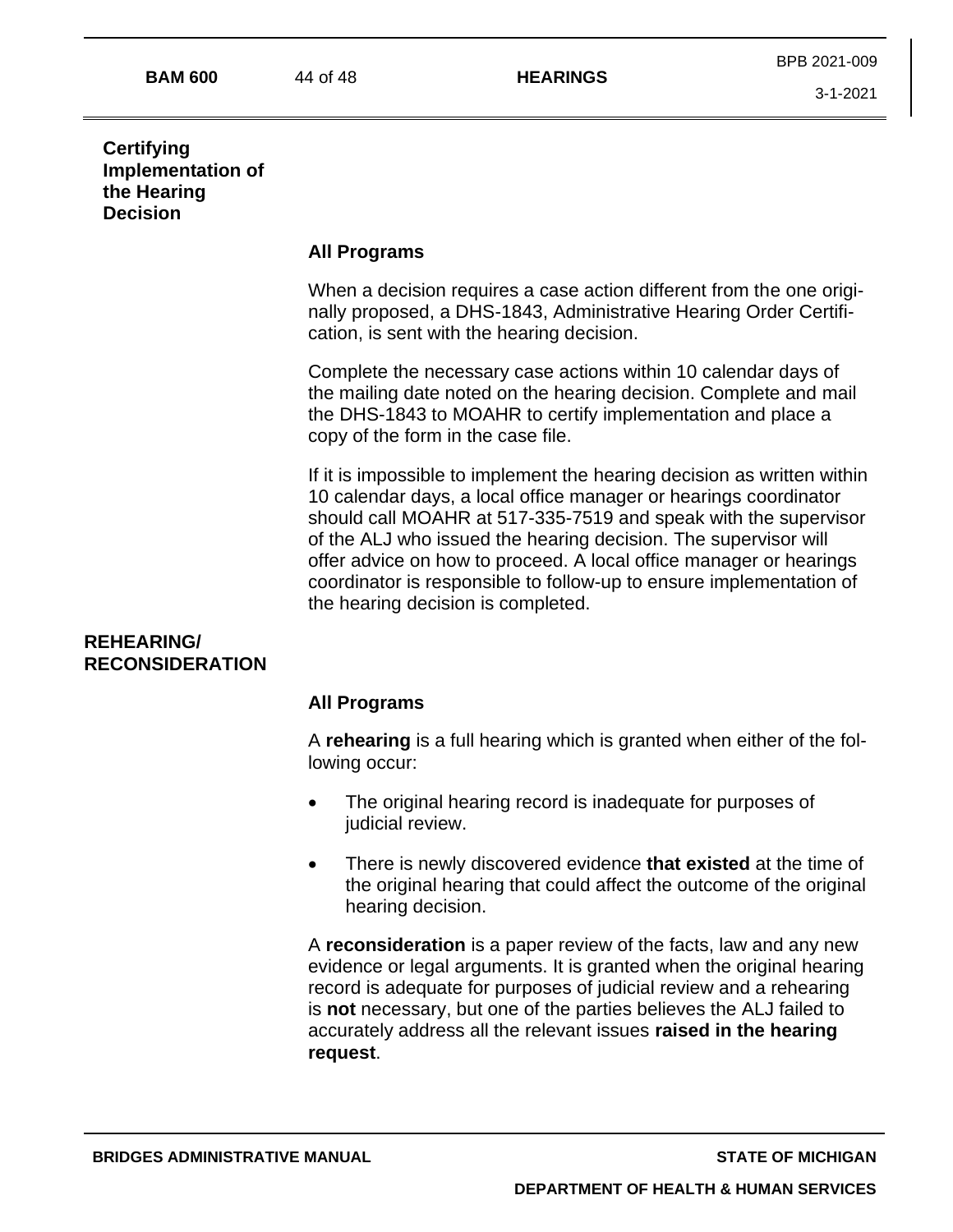## Certifying Implementation of the Hearing Decision

### All Programs

When a decision requires a case action different from the one originally proposed, a DHS-1843, Administrative Hearing Order Certification, is sent with the hearing decision.

Complete the necessary case actions within 10 calendar days of the mailing date noted on the hearing decision. Complete and mail the DHS-1843 to MOAHR to certify implementation and place a copy of the form in the case file.

If it is impossible to implement the hearing decision as written within 10 calendar days, a local office manager or hearings coordinator should call MOAHR at 517-335-7519 and speak with the supervisor of the ALJ who issued the hearing decision. The supervisor will offer advice on how to proceed. A local office manager or hearings coordinator is responsible to follow-up to ensure implementation of the hearing decision is completed.

## REHEARING/ RECONSIDERATION

### All Programs

A **rehearing** is a full hearing which is granted when either of the following occur:

- The original hearing record is inadequate for purposes of judicial review.
- There is newly discovered evidence **that existed** at the time of the original hearing that could affect the outcome of the original hearing decision.

A **reconsideration** is a paper review of the facts, law and any new evidence or legal arguments. It is granted when the original hearing record is adequate for purposes of judicial review and a rehearing is **not** necessary, but one of the parties believes the ALJ failed to accurately address all the relevant issues **raised in the hearing request**.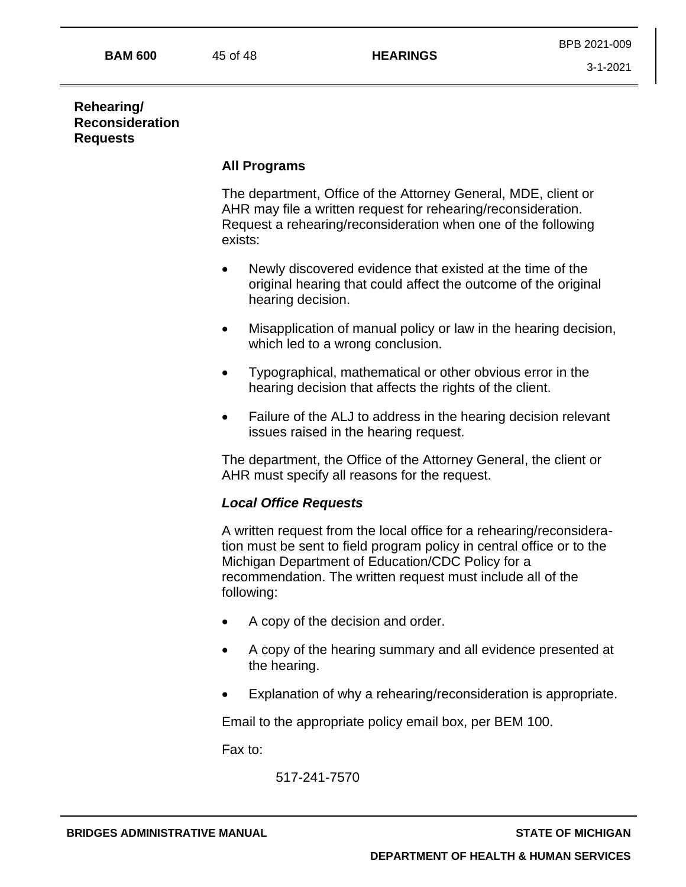## Rehearing/ Reconsideration Requests

### All Programs

The department, Office of the Attorney General, MDE, client or AHR may file a written request for rehearing/reconsideration. Request a rehearing/reconsideration when one of the following exists:

- Newly discovered evidence that existed at the time of the original hearing that could affect the outcome of the original hearing decision.
- Misapplication of manual policy or law in the hearing decision, which led to a wrong conclusion.
- Typographical, mathematical or other obvious error in the hearing decision that affects the rights of the client.
- Failure of the ALJ to address in the hearing decision relevant issues raised in the hearing request.

The department, the Office of the Attorney General, the client or AHR must specify all reasons for the request.

#### *Local Office Requests*

A written request from the local office for a rehearing/reconsideration must be sent to field program policy in central office or to the Michigan Department of Education/CDC Policy for a recommendation. The written request must include all of the following:

- A copy of the decision and order.
- A copy of the hearing summary and all evidence presented at the hearing.
- Explanation of why a rehearing/reconsideration is appropriate.

Email to the appropriate policy email box, per BEM 100.

Fax to:

517-241-7570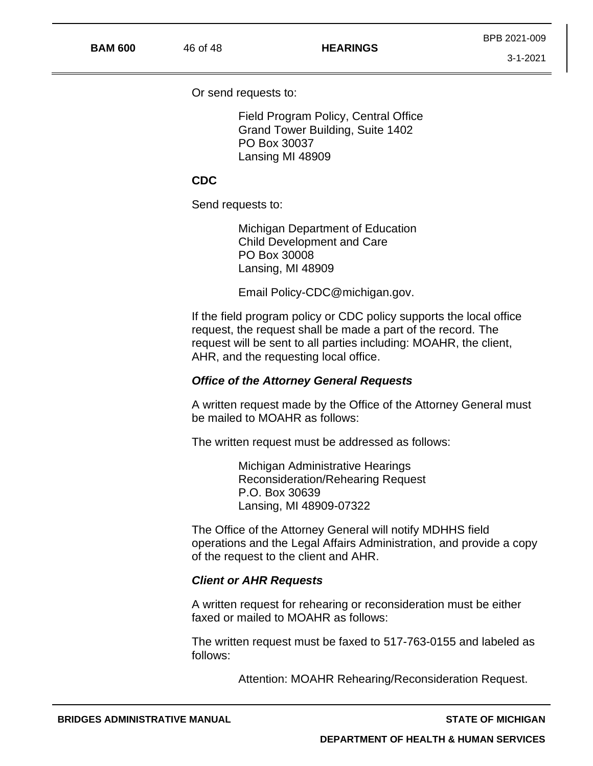Or send requests to:

Field Program Policy, Central Office
Grand Tower Building, Suite 1402
PO Box 30037
Lansing MI 48909

**CDC**

Send requests to:

Michigan Department of Education
Child Development and Care
PO Box 30008
Lansing, MI 48909

Email Policy-CDC@michigan.gov.

If the field program policy or CDC policy supports the local office request, the request shall be made a part of the record. The request will be sent to all parties including: MOAHR, the client, AHR, and the requesting local office.

***Office of the Attorney General Requests***

A written request made by the Office of the Attorney General must be mailed to MOAHR as follows:

The written request must be addressed as follows:

Michigan Administrative Hearings
Reconsideration/Rehearing Request
P.O. Box 30639
Lansing, MI 48909-07322

The Office of the Attorney General will notify MDHHS field operations and the Legal Affairs Administration, and provide a copy of the request to the client and AHR.

***Client or AHR Requests***

A written request for rehearing or reconsideration must be either faxed or mailed to MOAHR as follows:

The written request must be faxed to 517-763-0155 and labeled as follows:

Attention: MOAHR Rehearing/Reconsideration Request.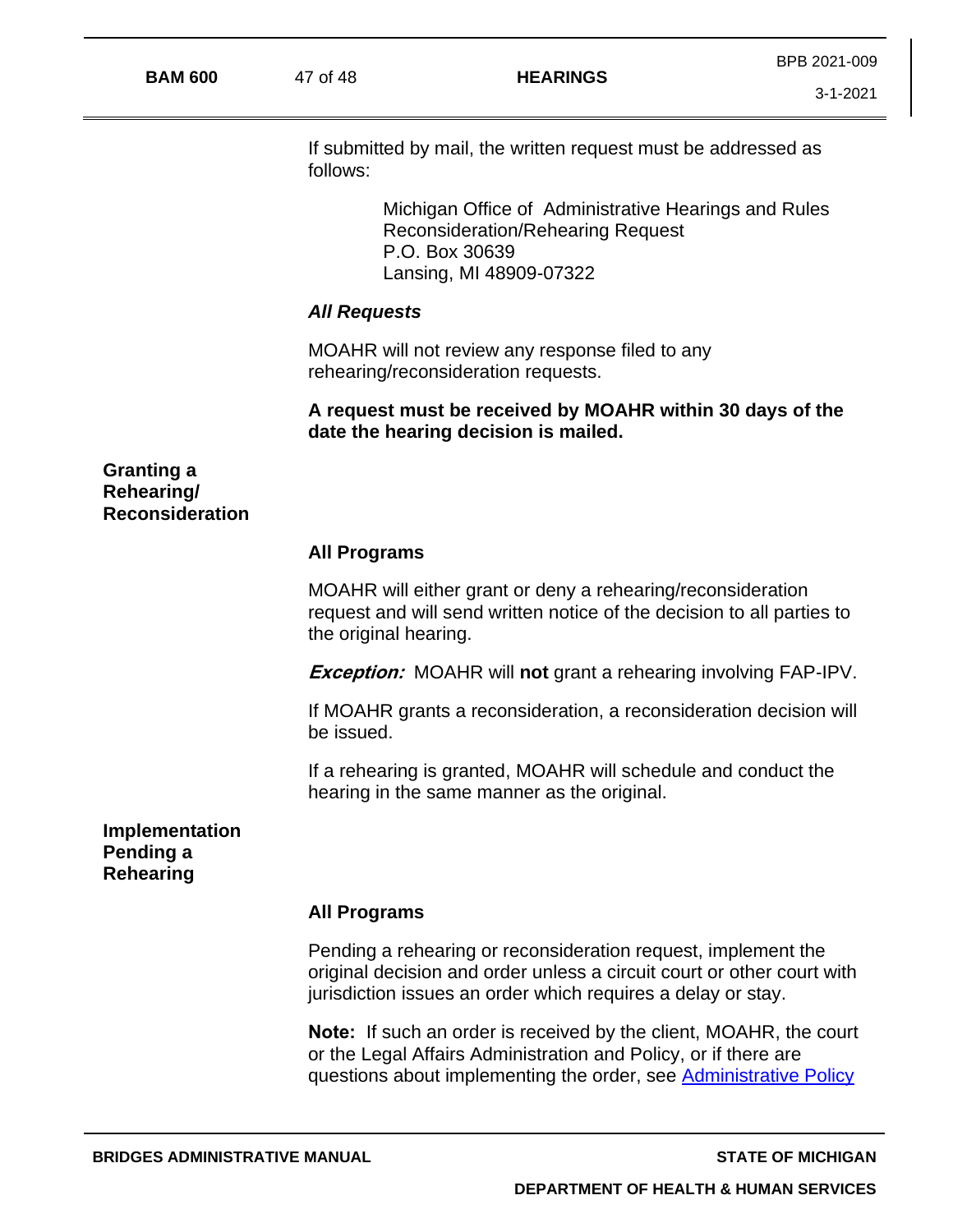If submitted by mail, the written request must be addressed as follows:

> Michigan Office of  Administrative Hearings and Rules
> Reconsideration/Rehearing Request
> P.O. Box 30639
> Lansing, MI 48909-07322

***All Requests***

MOAHR will not review any response filed to any rehearing/reconsideration requests.

**A request must be received by MOAHR within 30 days of the date the hearing decision is mailed.**

## Granting a Rehearing/ Reconsideration

**All Programs**

MOAHR will either grant or deny a rehearing/reconsideration request and will send written notice of the decision to all parties to the original hearing.

***Exception:*** MOAHR will **not** grant a rehearing involving FAP-IPV.

If MOAHR grants a reconsideration, a reconsideration decision will be issued.

If a rehearing is granted, MOAHR will schedule and conduct the hearing in the same manner as the original.

## Implementation Pending a Rehearing

**All Programs**

Pending a rehearing or reconsideration request, implement the original decision and order unless a circuit court or other court with jurisdiction issues an order which requires a delay or stay.

**Note:** If such an order is received by the client, MOAHR, the court or the Legal Affairs Administration and Policy, or if there are questions about implementing the order, see Administrative Policy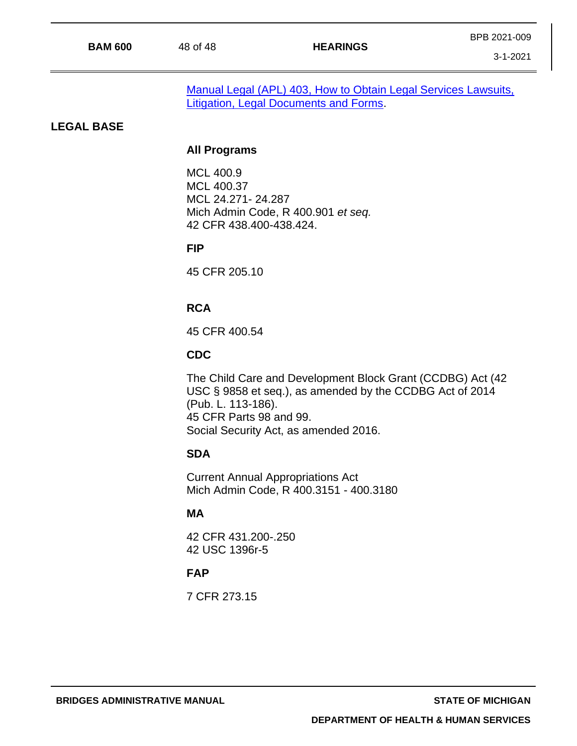Manual Legal (APL) 403, How to Obtain Legal Services Lawsuits, Litigation, Legal Documents and Forms.

## LEGAL BASE

### All Programs

MCL 400.9
MCL 400.37
MCL 24.271- 24.287
Mich Admin Code, R 400.901 *et seq.*
42 CFR 438.400-438.424.

### FIP

45 CFR 205.10

### RCA

45 CFR 400.54

### CDC

The Child Care and Development Block Grant (CCDBG) Act (42 USC § 9858 et seq.), as amended by the CCDBG Act of 2014 (Pub. L. 113-186).
45 CFR Parts 98 and 99.
Social Security Act, as amended 2016.

### SDA

Current Annual Appropriations Act
Mich Admin Code, R 400.3151 - 400.3180

### MA

42 CFR 431.200-.250
42 USC 1396r-5

### FAP

7 CFR 273.15